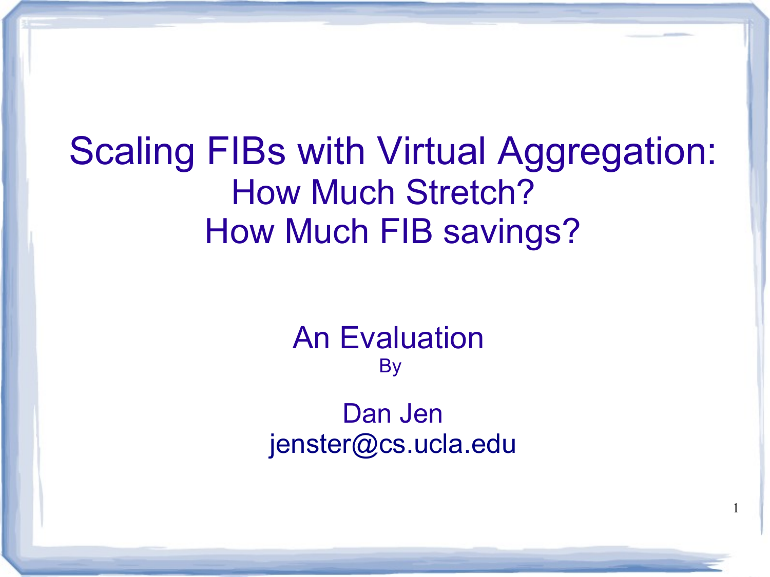# Scaling FIBs with Virtual Aggregation:

## How Much Stretch?

## How Much FIB savings?

An Evaluation

By

Dan Jen

jenster@cs.ucla.edu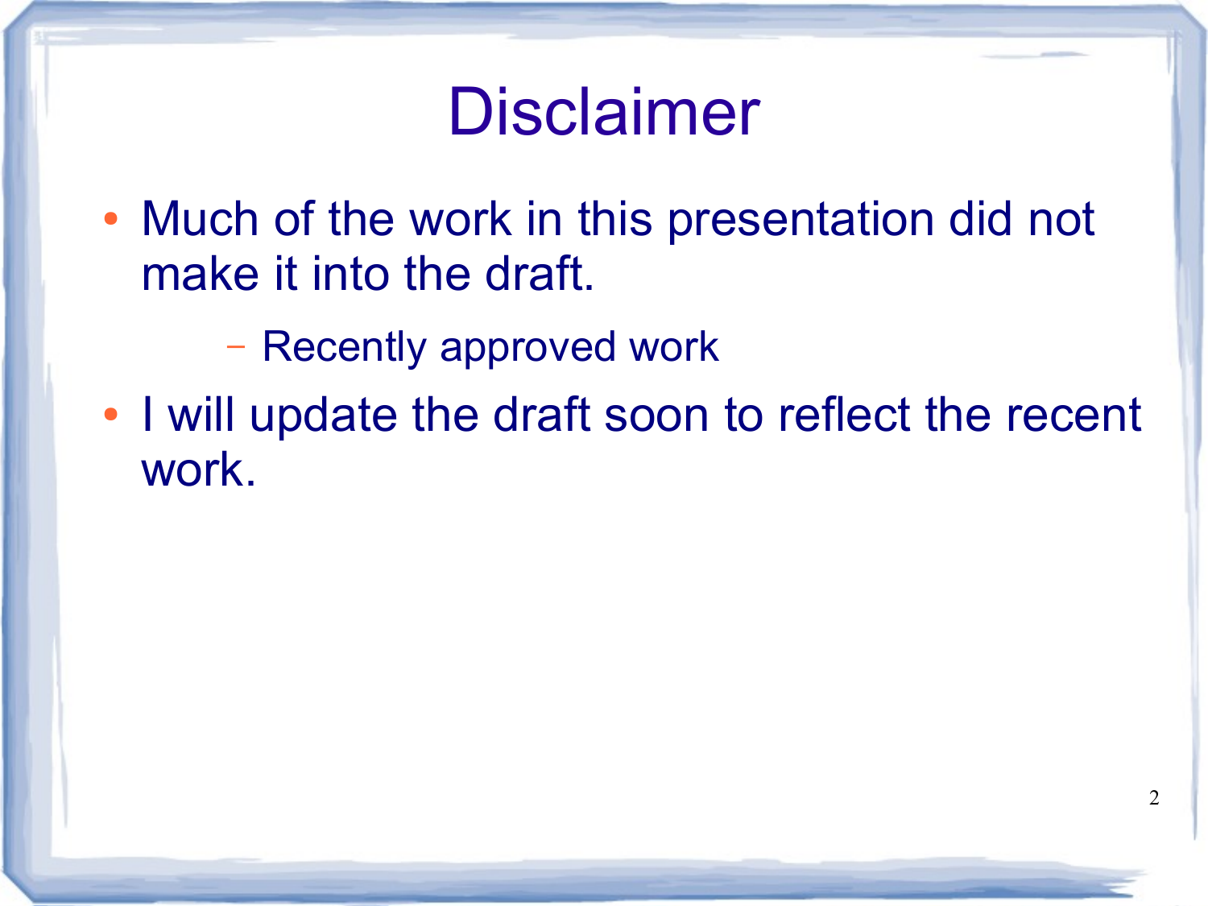# Disclaimer

- Much of the work in this presentation did not make it into the draft.
  - Recently approved work
- I will update the draft soon to reflect the recent work.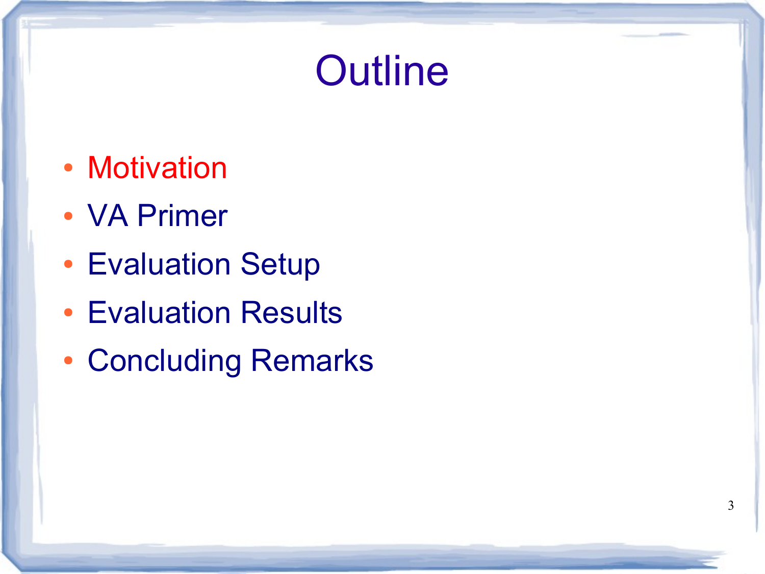# Outline

- Motivation
- VA Primer
- Evaluation Setup
- Evaluation Results
- Concluding Remarks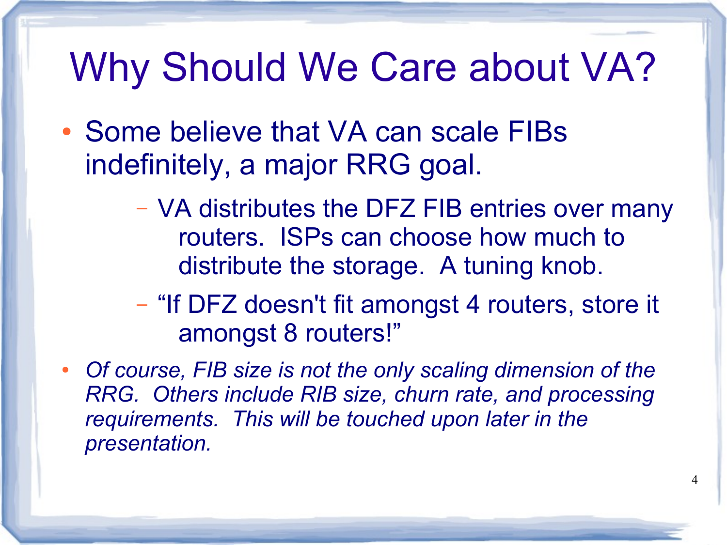# Why Should We Care about VA?

- Some believe that VA can scale FIBs indefinitely, a major RRG goal.
  - VA distributes the DFZ FIB entries over many routers. ISPs can choose how much to distribute the storage. A tuning knob.
  - “If DFZ doesn't fit amongst 4 routers, store it amongst 8 routers!”
- *Of course, FIB size is not the only scaling dimension of the RRG. Others include RIB size, churn rate, and processing requirements. This will be touched upon later in the presentation.*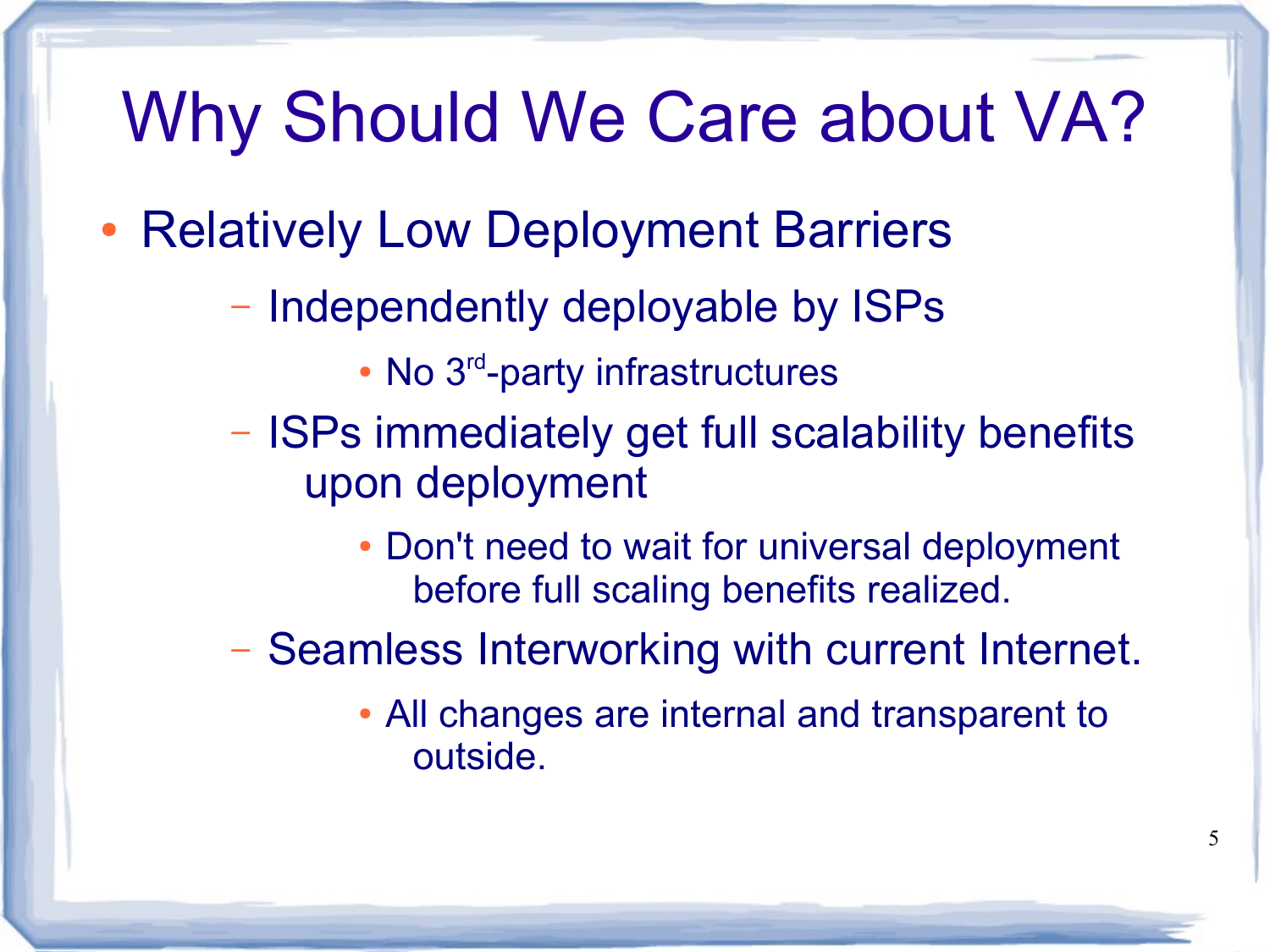# Why Should We Care about VA?

- Relatively Low Deployment Barriers
  - Independently deployable by ISPs
    - No 3rd-party infrastructures
  - ISPs immediately get full scalability benefits upon deployment
    - Don't need to wait for universal deployment before full scaling benefits realized.
  - Seamless Interworking with current Internet.
    - All changes are internal and transparent to outside.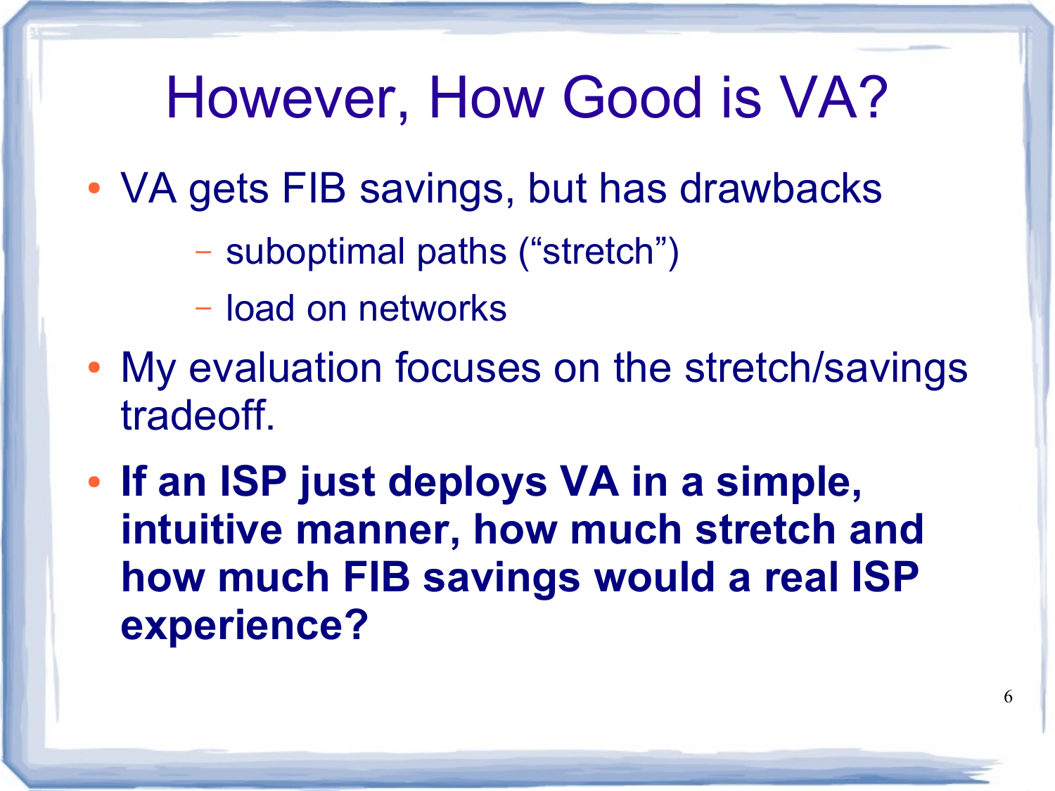# However, How Good is VA?

- VA gets FIB savings, but has drawbacks
  - suboptimal paths (“stretch”)
  - load on networks
- My evaluation focuses on the stretch/savings tradeoff.
- **If an ISP just deploys VA in a simple, intuitive manner, how much stretch and how much FIB savings would a real ISP experience?**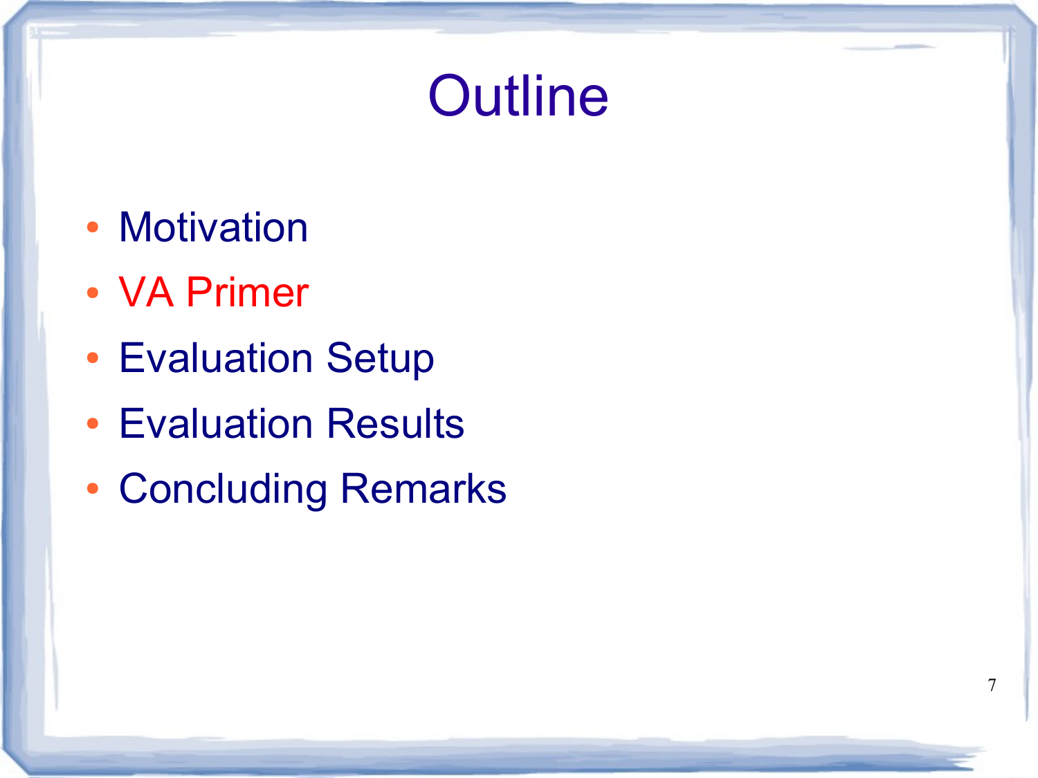# Outline

- Motivation
- VA Primer
- Evaluation Setup
- Evaluation Results
- Concluding Remarks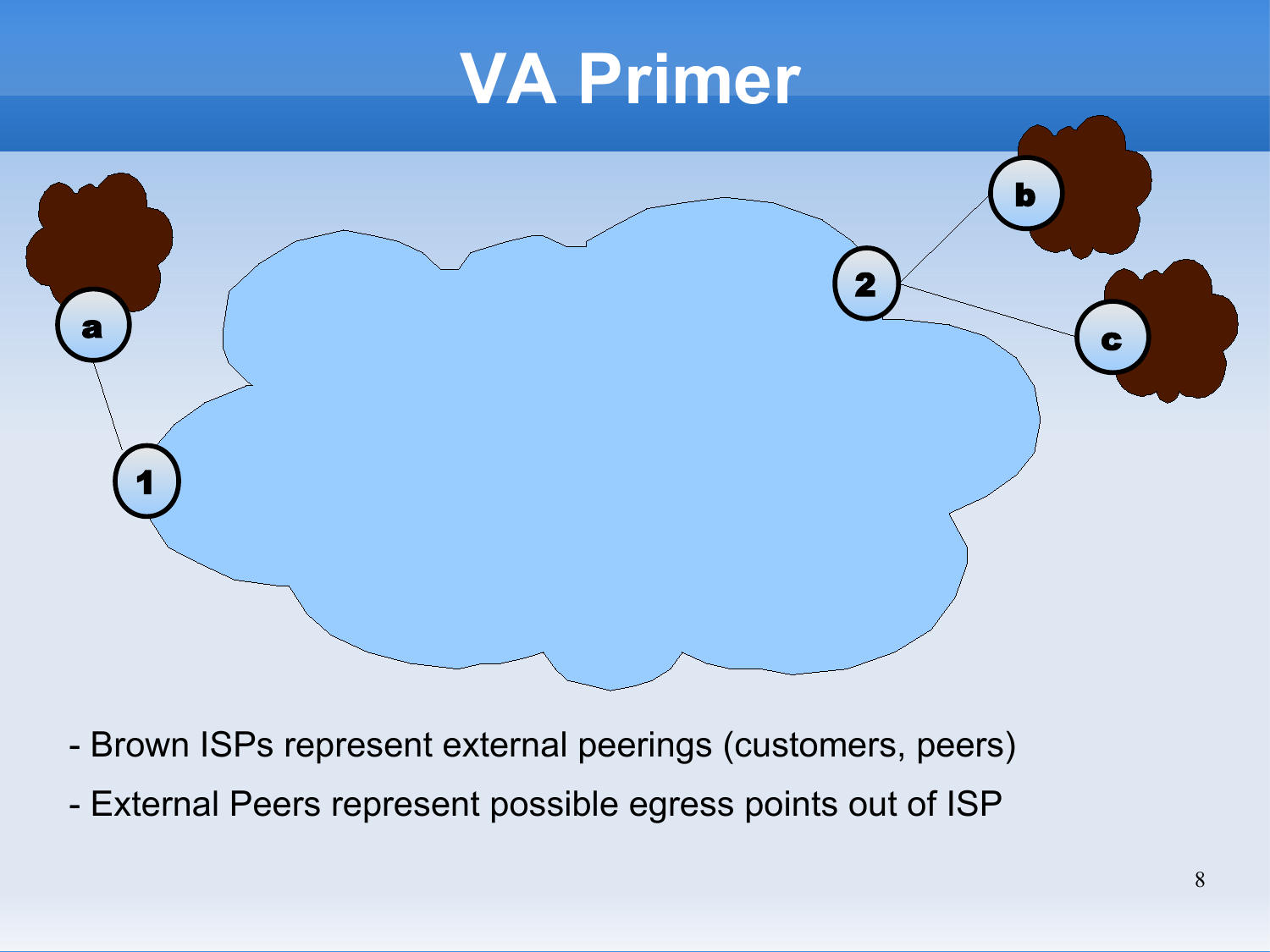# VA Primer

- Brown ISPs represent external peerings (customers, peers)
- External Peers represent possible egress points out of ISP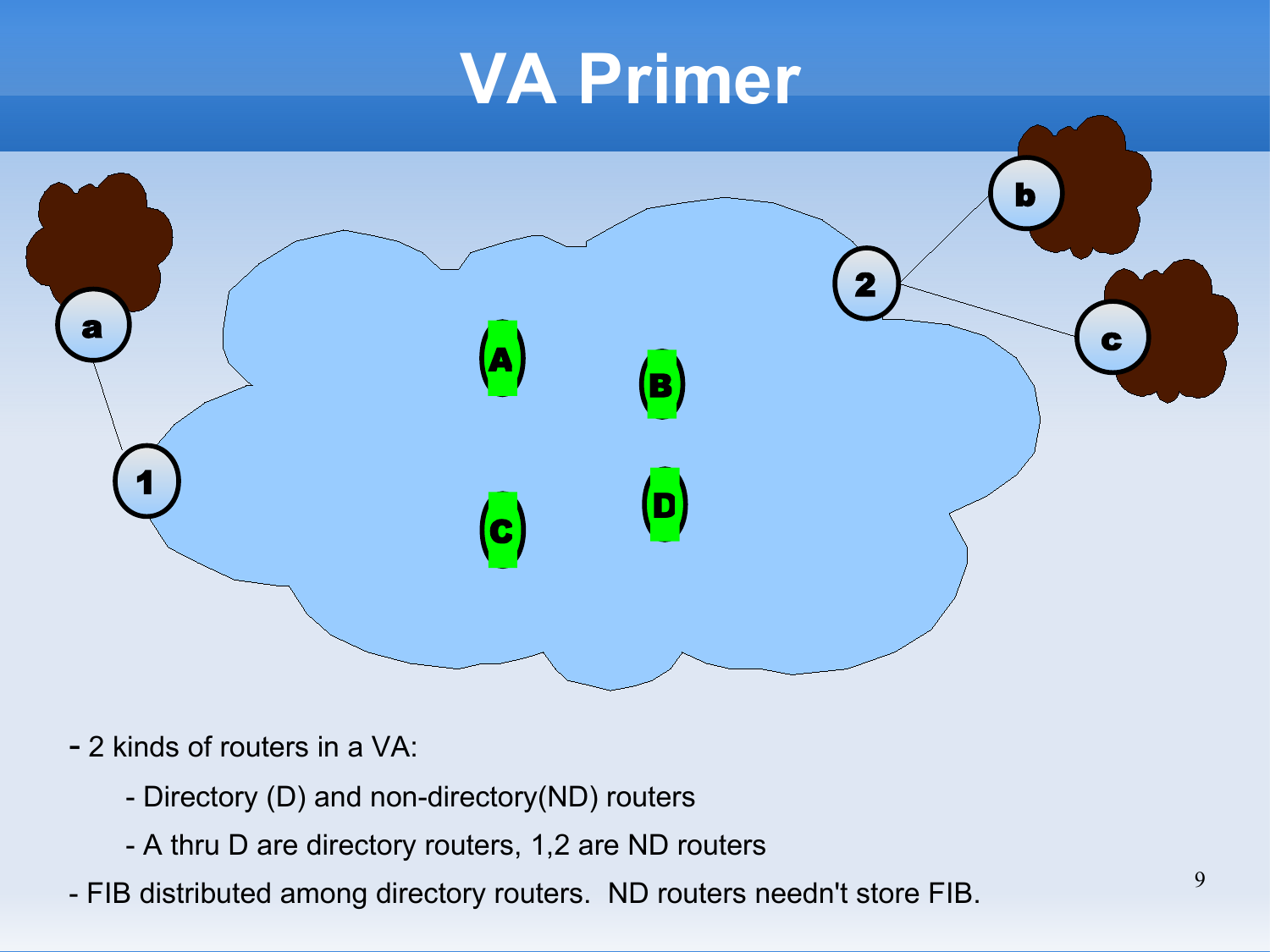# VA Primer

- 2 kinds of routers in a VA:
  - Directory (D) and non-directory(ND) routers
  - A thru D are directory routers, 1,2 are ND routers
- FIB distributed among directory routers. ND routers needn't store FIB.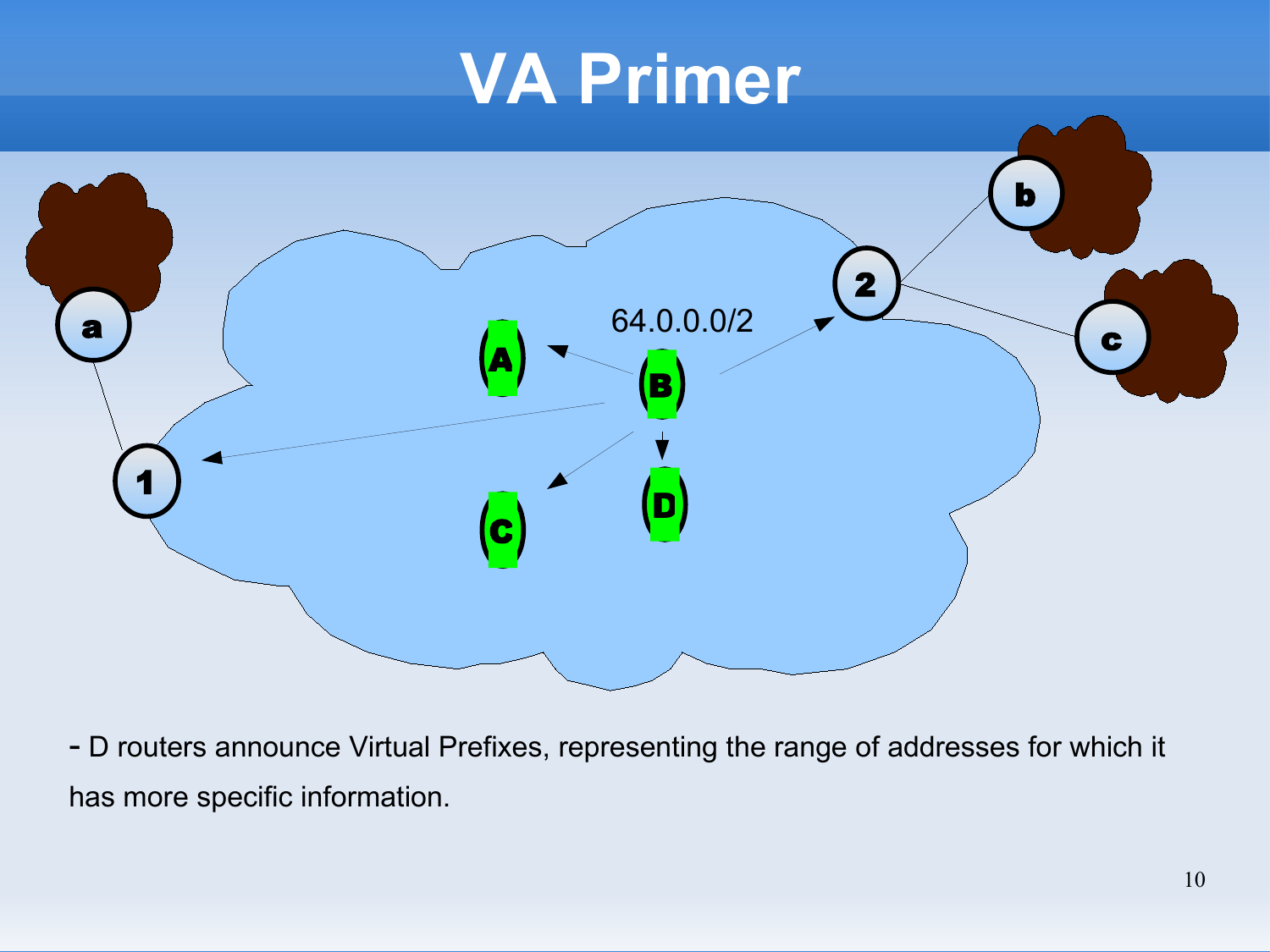# VA Primer

64.0.0.0/2

- D routers announce Virtual Prefixes, representing the range of addresses for which it has more specific information.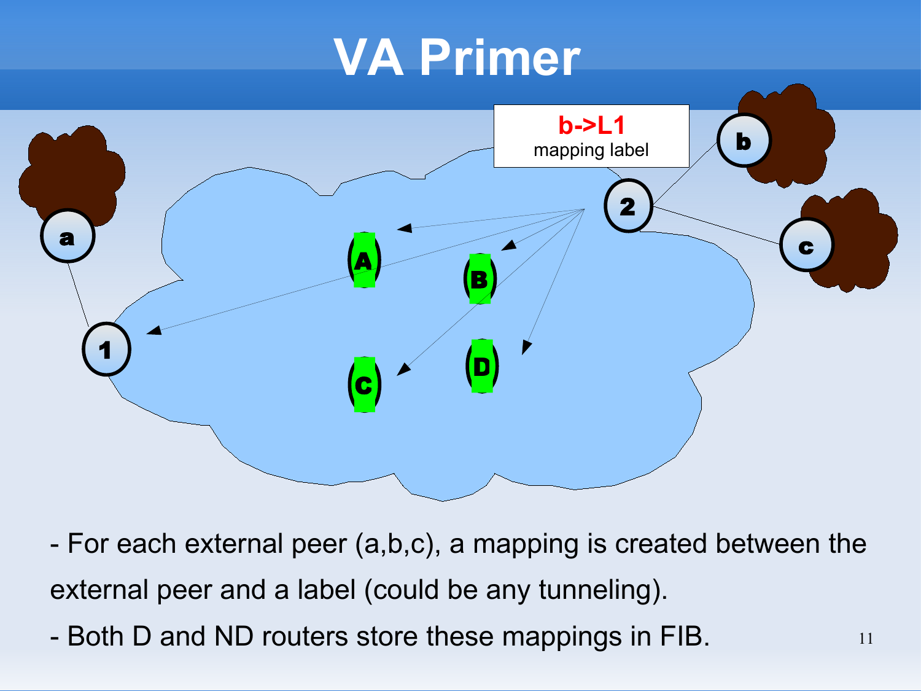# VA Primer

b->L1
mapping label

- For each external peer (a,b,c), a mapping is created between the external peer and a label (could be any tunneling).
- Both D and ND routers store these mappings in FIB.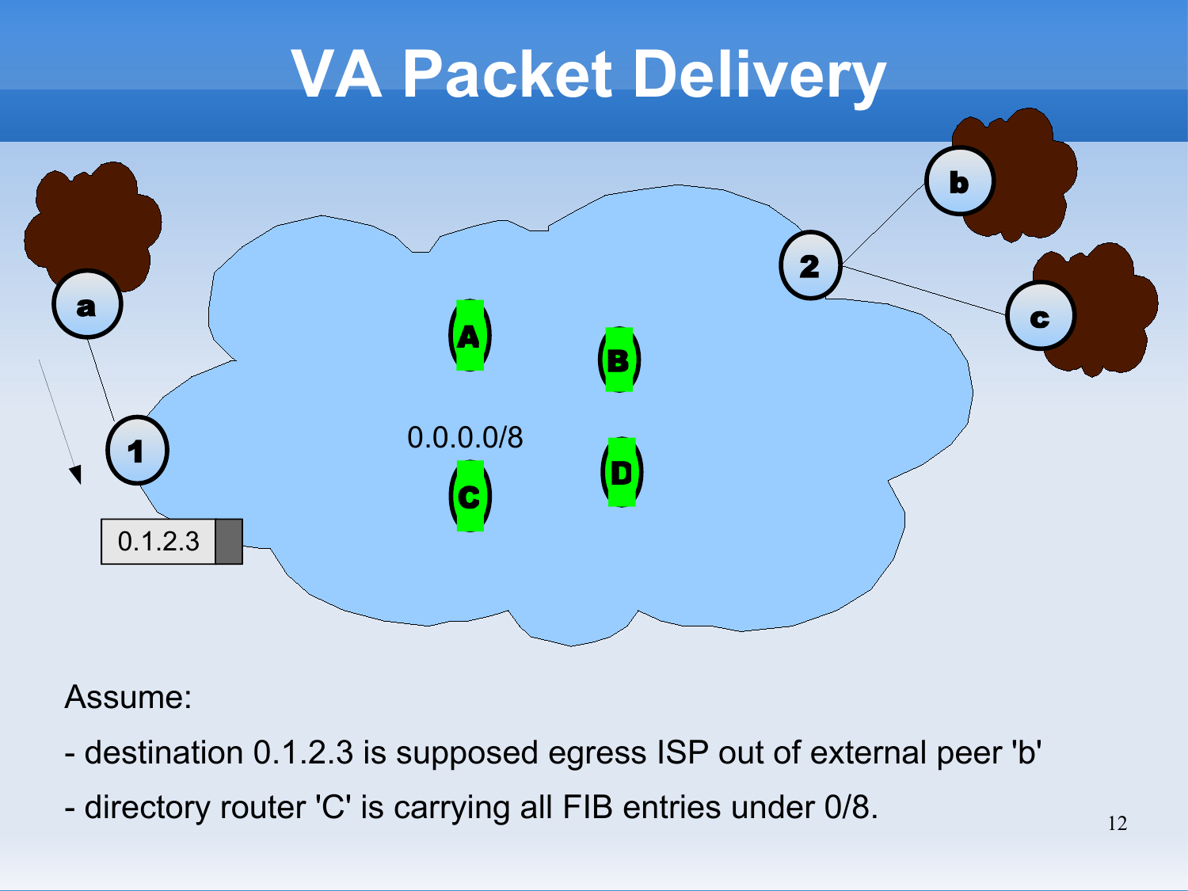# VA Packet Delivery

Assume:

- destination 0.1.2.3 is supposed egress ISP out of external peer 'b'
- directory router 'C' is carrying all FIB entries under 0/8.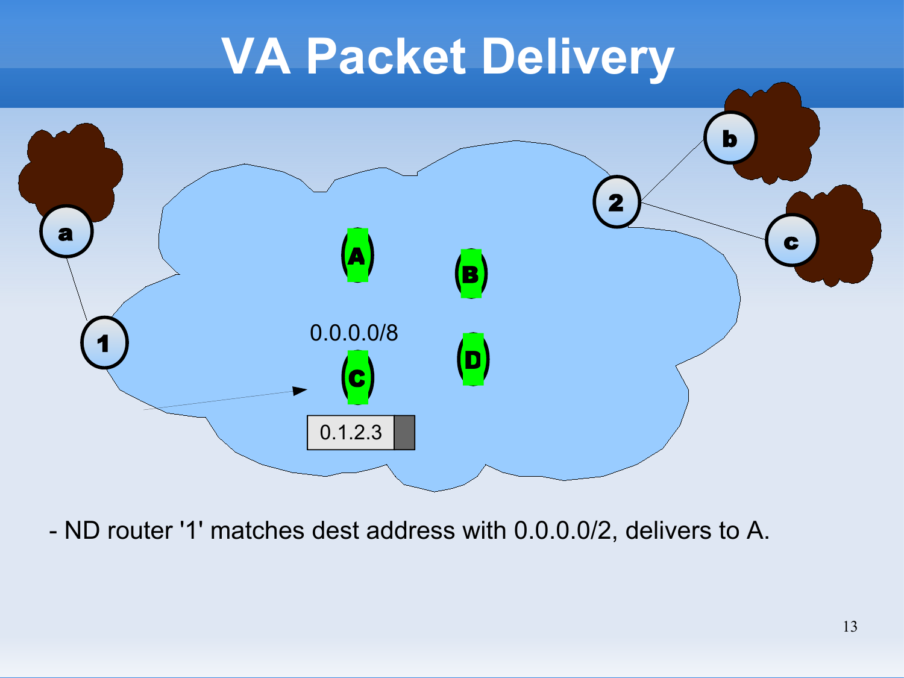# VA Packet Delivery

0.0.0.0/8

0.1.2.3

- ND router '1' matches dest address with 0.0.0.0/2, delivers to A.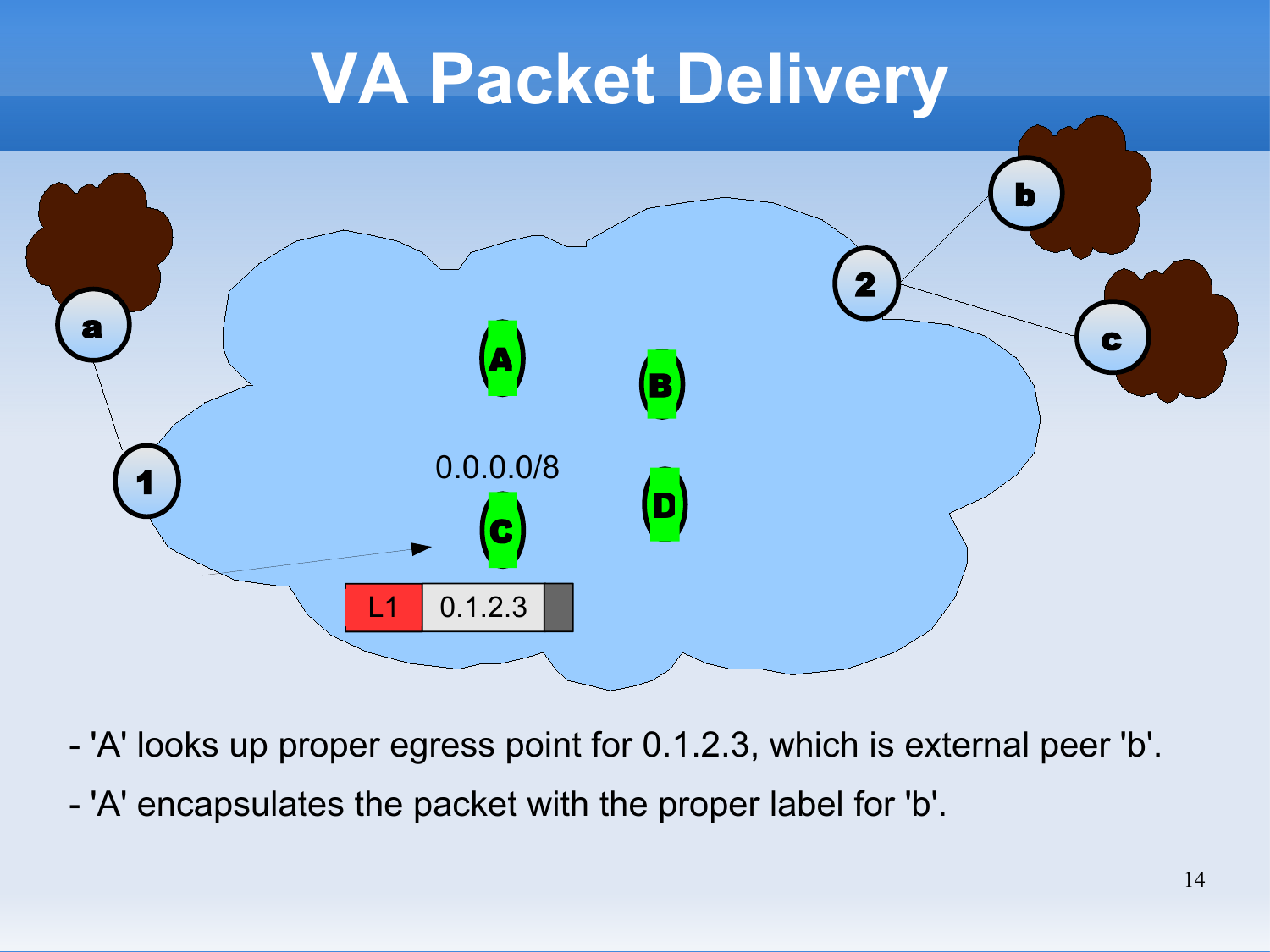# VA Packet Delivery

- 'A' looks up proper egress point for 0.1.2.3, which is external peer 'b'.
- 'A' encapsulates the packet with the proper label for 'b'.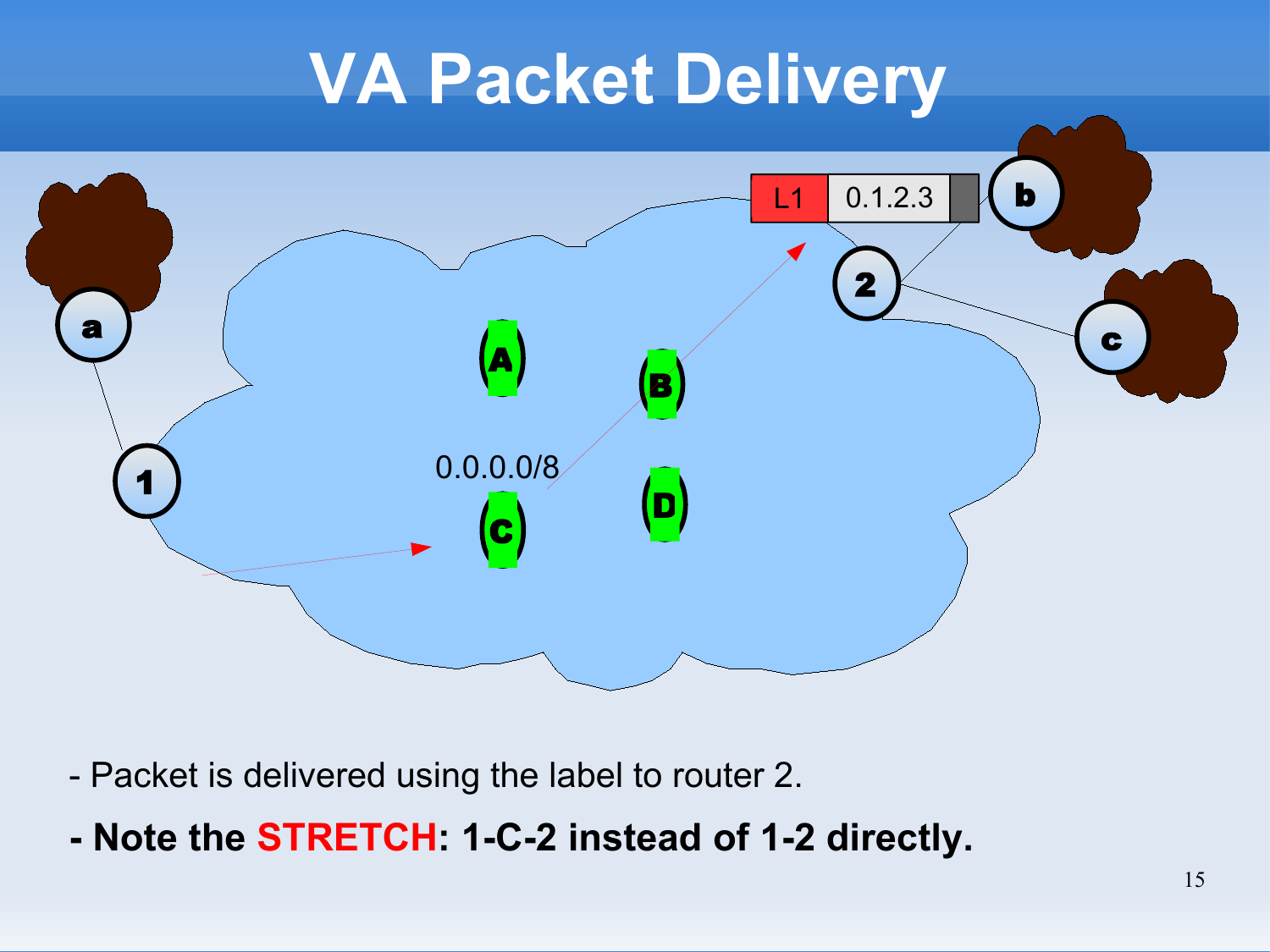# VA Packet Delivery

- Packet is delivered using the label to router 2.

**- Note the STRETCH: 1-C-2 instead of 1-2 directly.**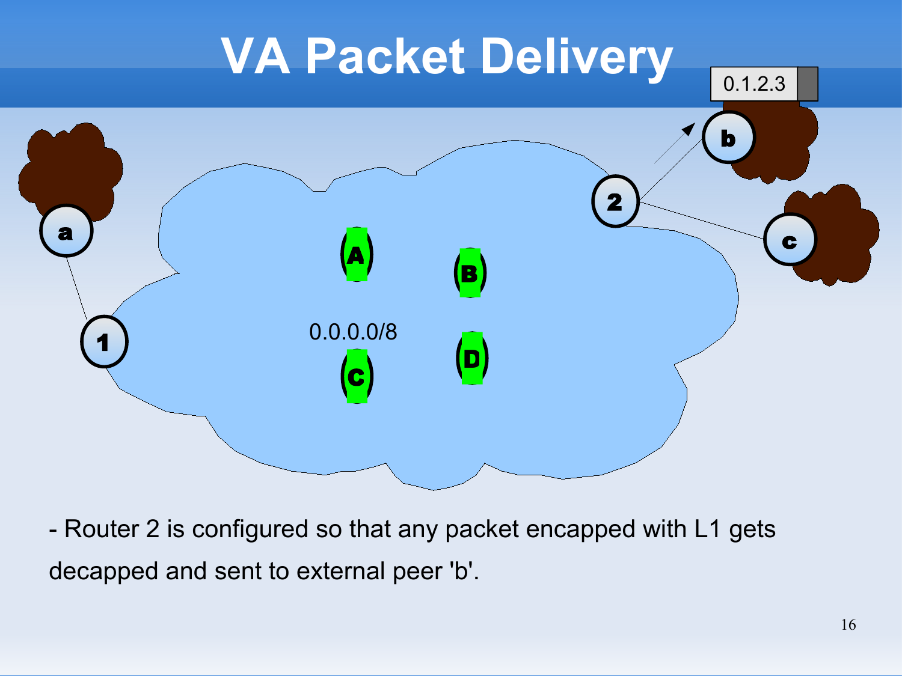# VA Packet Delivery

- Router 2 is configured so that any packet encapped with L1 gets decapped and sent to external peer 'b'.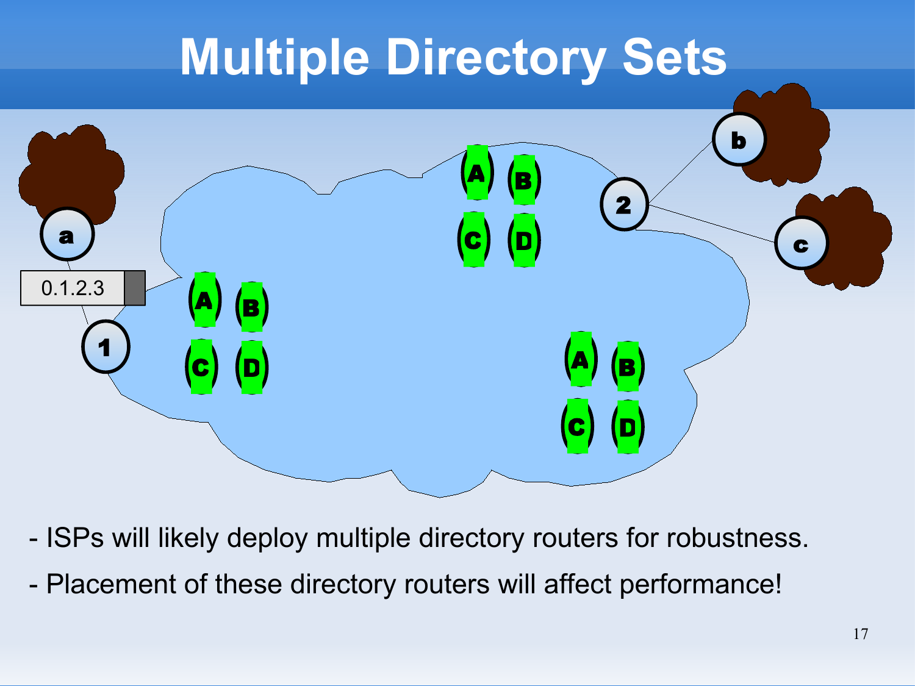# Multiple Directory Sets

- ISPs will likely deploy multiple directory routers for robustness.
- Placement of these directory routers will affect performance!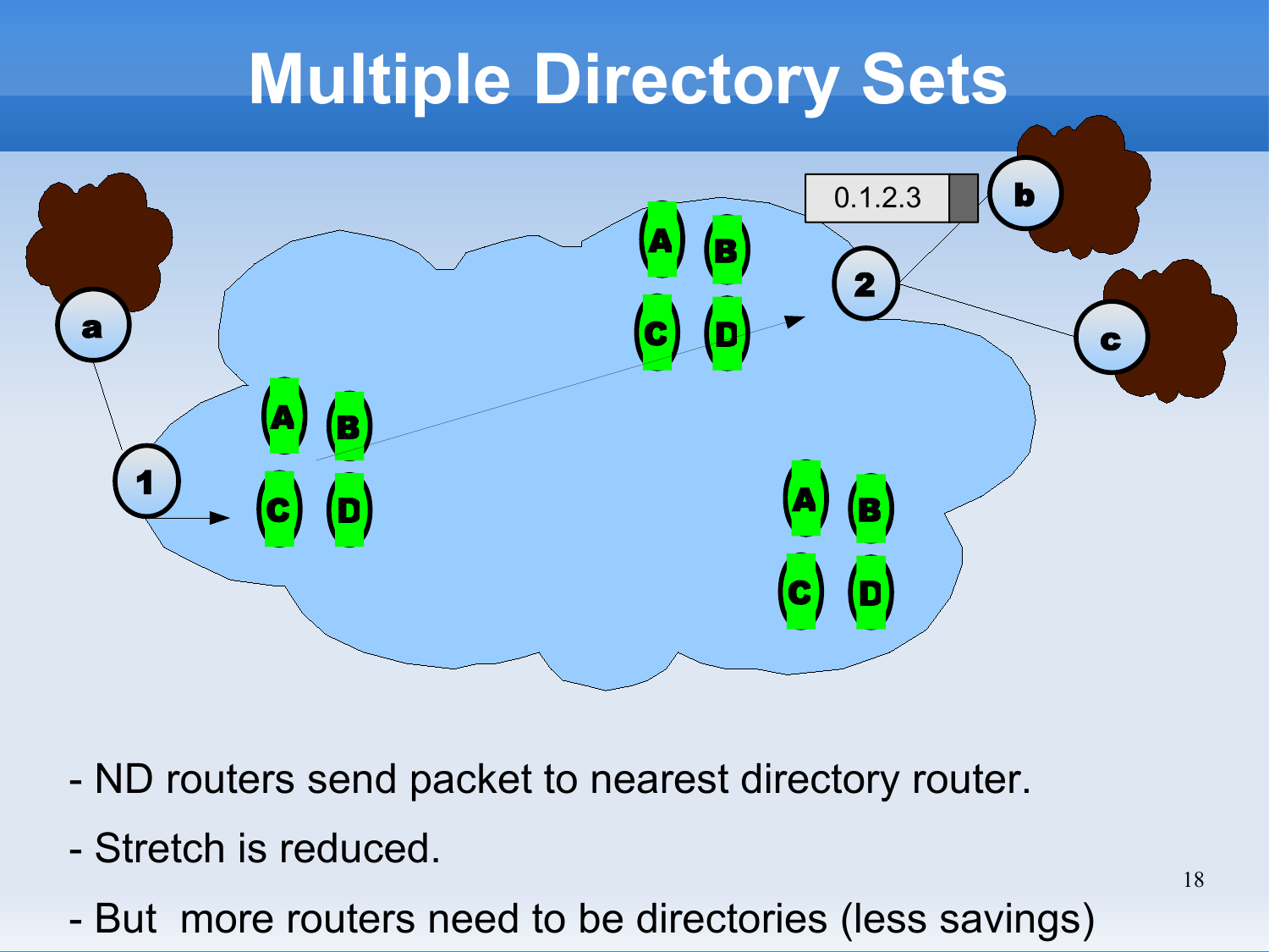# Multiple Directory Sets

- ND routers send packet to nearest directory router.
- Stretch is reduced.
- But  more routers need to be directories (less savings)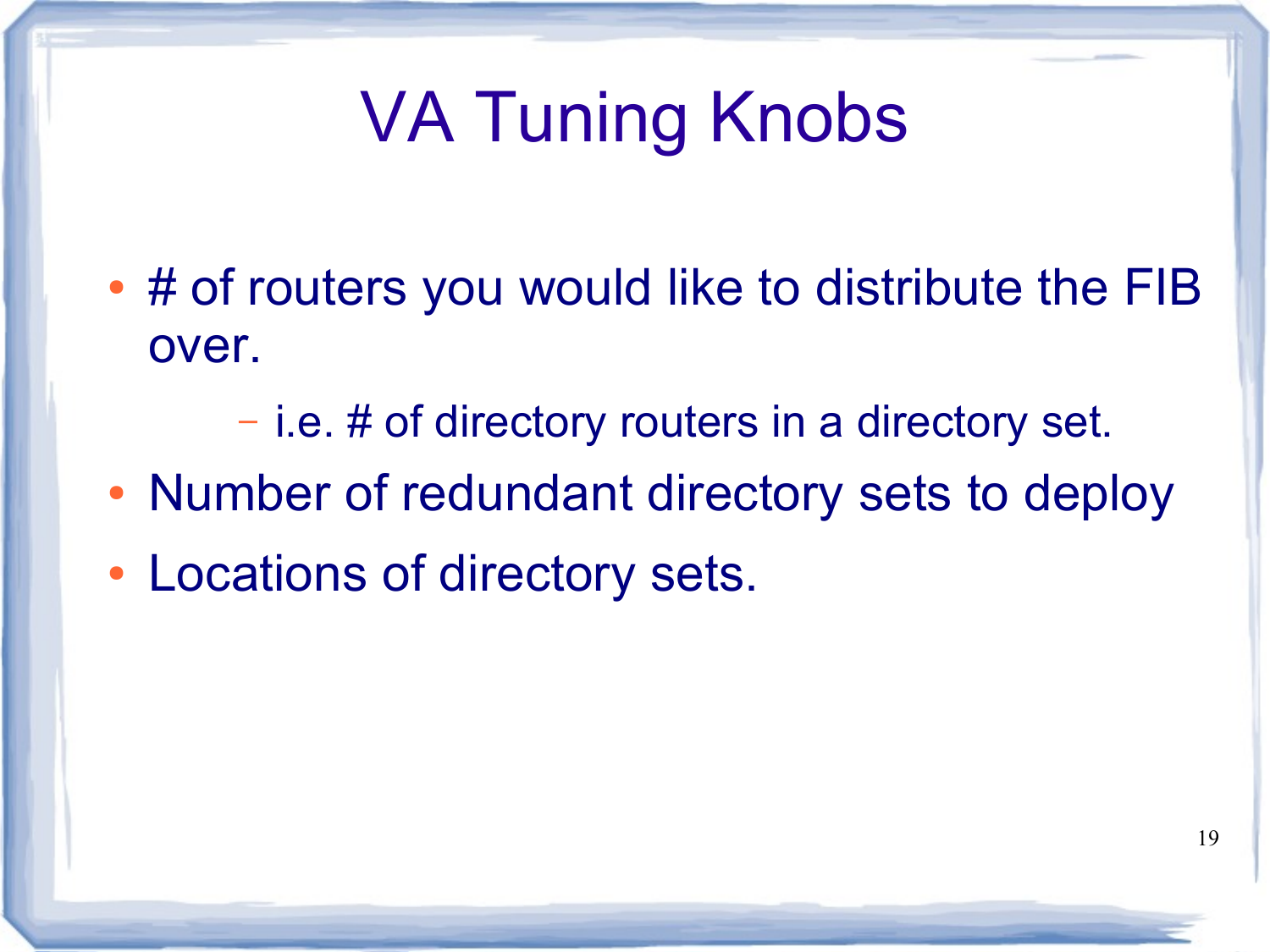# VA Tuning Knobs

- # of routers you would like to distribute the FIB over.
  - i.e. # of directory routers in a directory set.
- Number of redundant directory sets to deploy
- Locations of directory sets.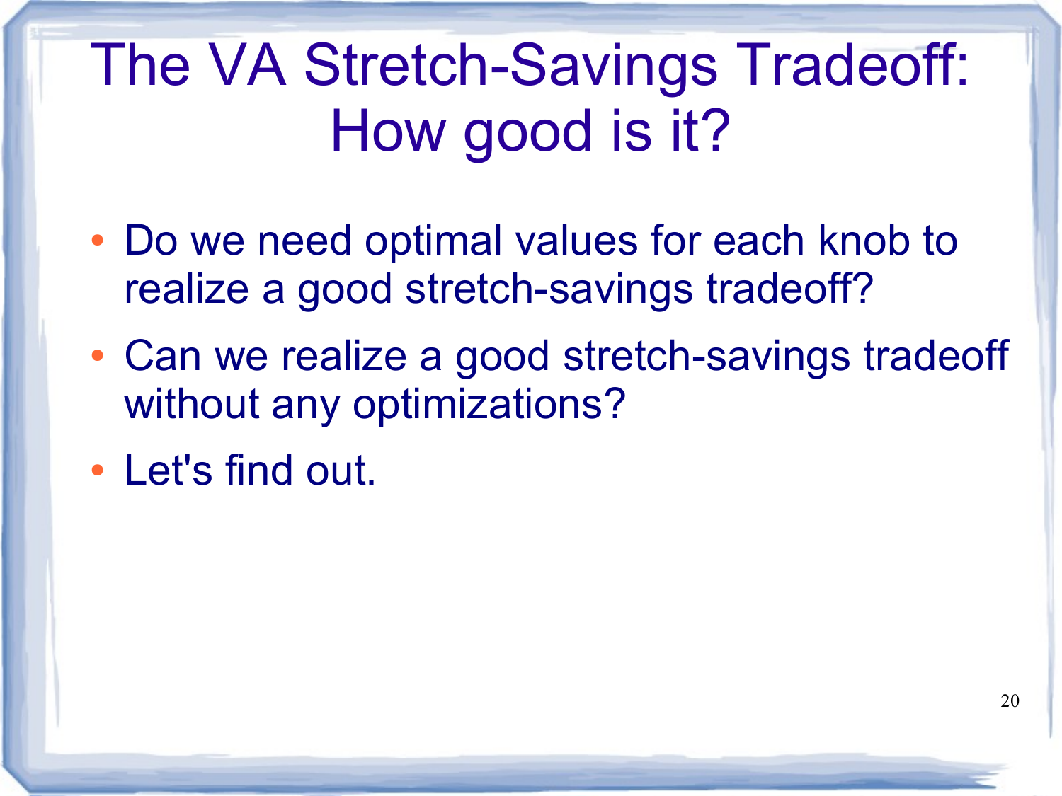# The VA Stretch-Savings Tradeoff: How good is it?

- Do we need optimal values for each knob to realize a good stretch-savings tradeoff?
- Can we realize a good stretch-savings tradeoff without any optimizations?
- Let's find out.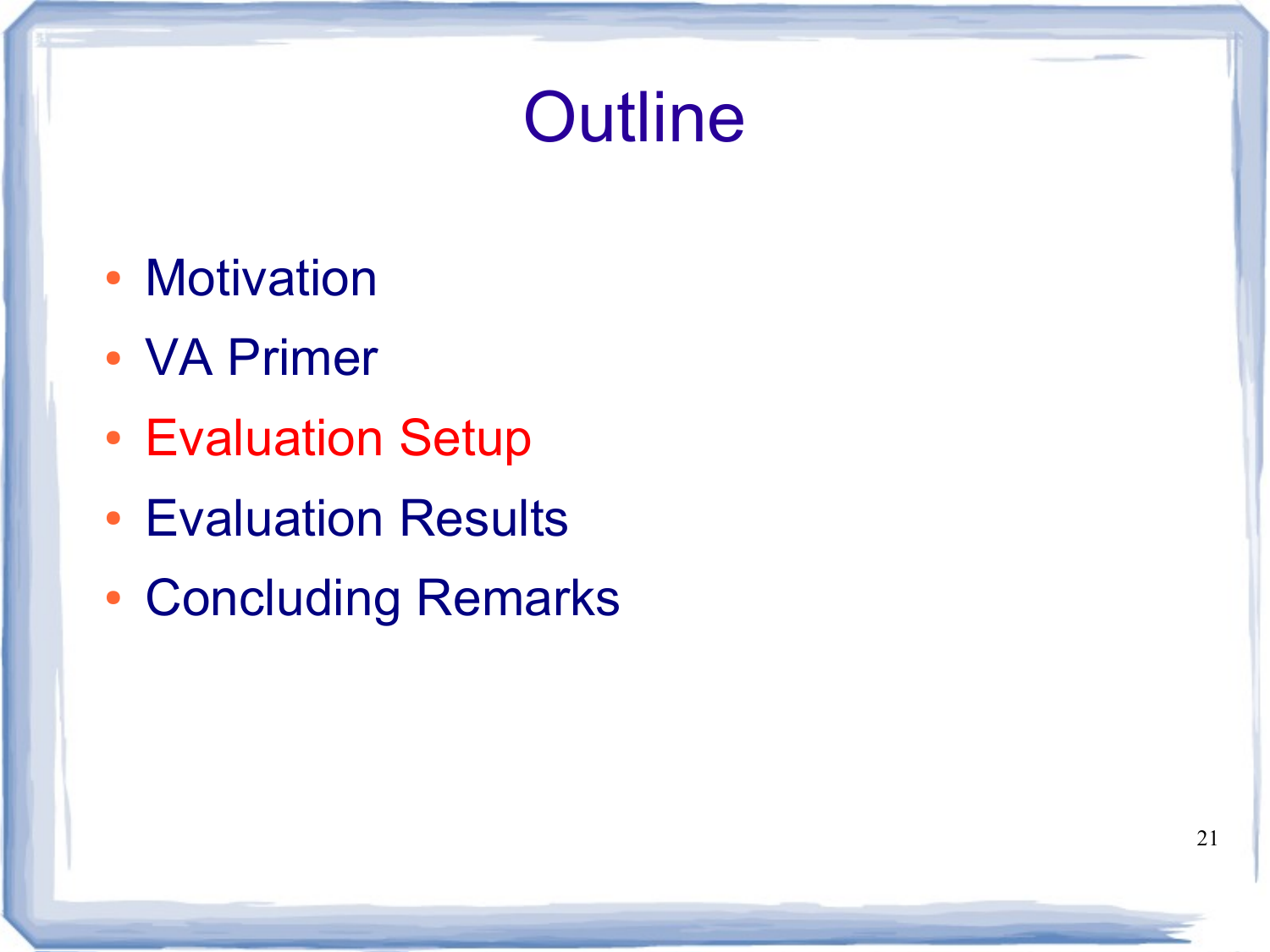# Outline

- Motivation
- VA Primer
- Evaluation Setup
- Evaluation Results
- Concluding Remarks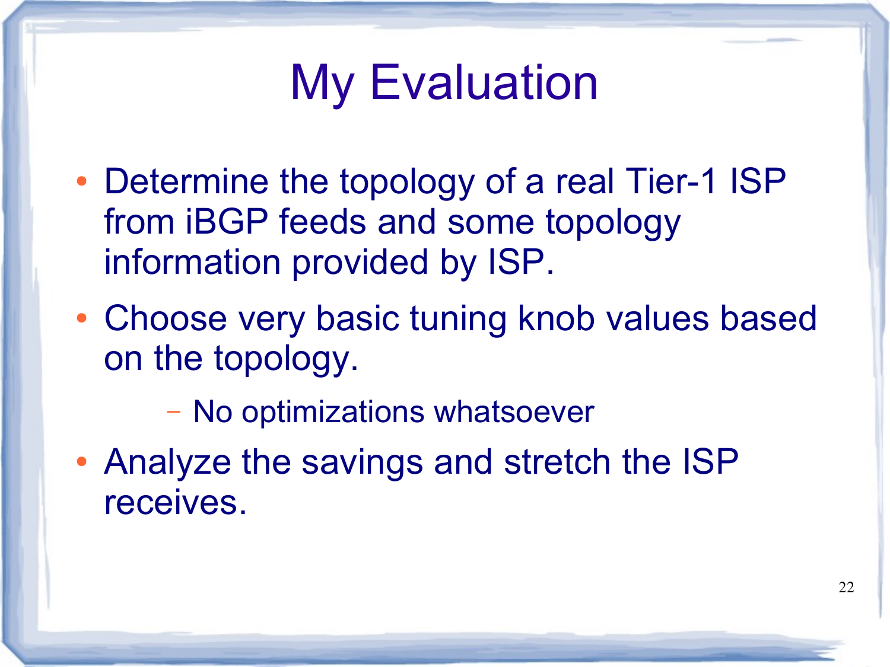# My Evaluation

- Determine the topology of a real Tier-1 ISP from iBGP feeds and some topology information provided by ISP.
- Choose very basic tuning knob values based on the topology.
  - No optimizations whatsoever
- Analyze the savings and stretch the ISP receives.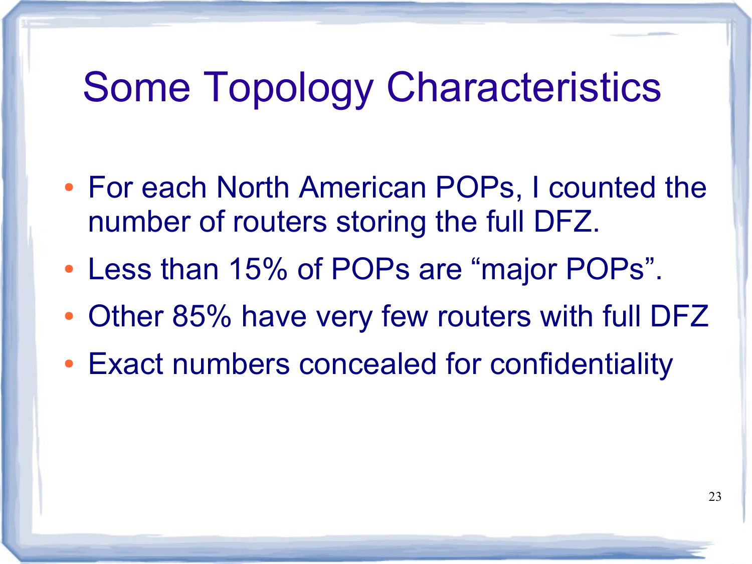# Some Topology Characteristics

- For each North American POPs, I counted the number of routers storing the full DFZ.
- Less than 15% of POPs are “major POPs”.
- Other 85% have very few routers with full DFZ
- Exact numbers concealed for confidentiality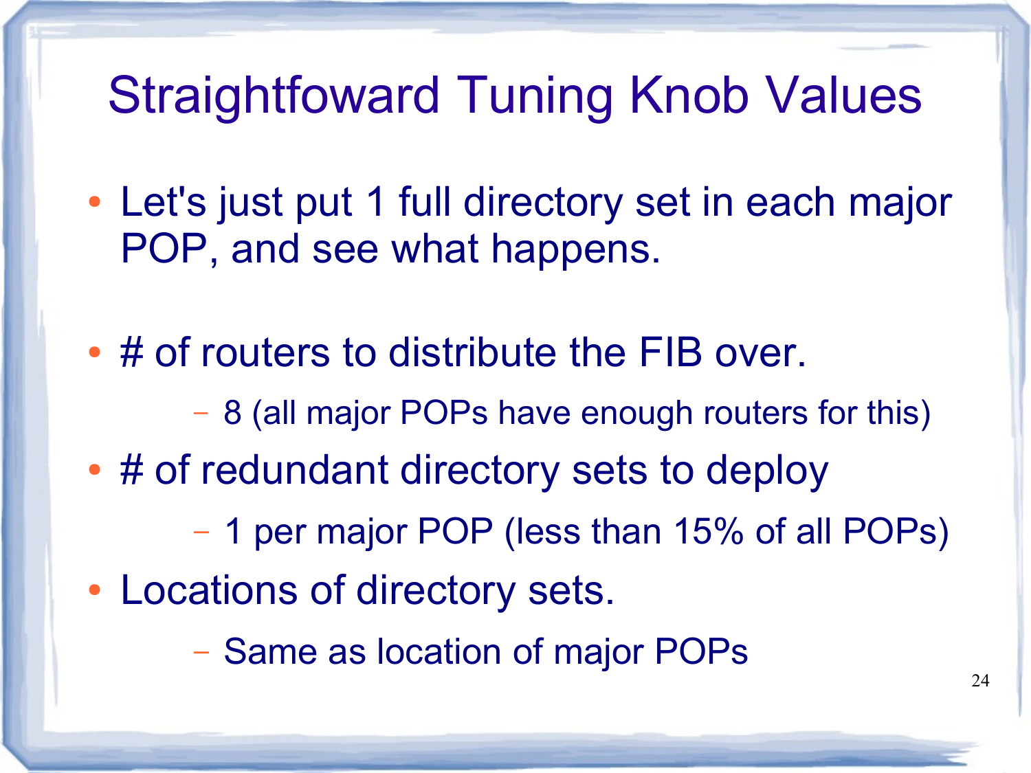# Straightfoward Tuning Knob Values

- Let's just put 1 full directory set in each major POP, and see what happens.

- # of routers to distribute the FIB over.
  - 8 (all major POPs have enough routers for this)
- # of redundant directory sets to deploy
  - 1 per major POP (less than 15% of all POPs)
- Locations of directory sets.
  - Same as location of major POPs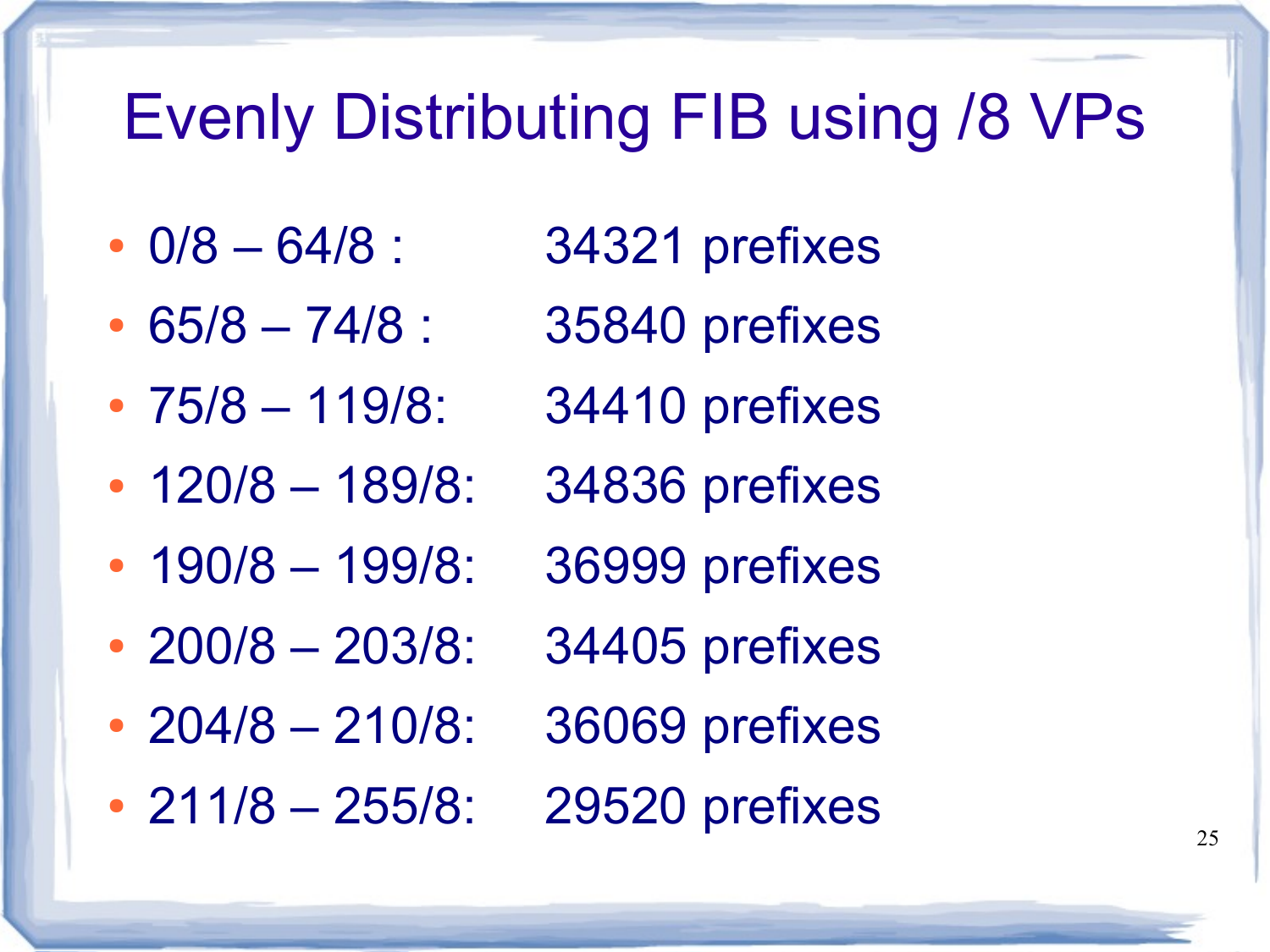# Evenly Distributing FIB using /8 VPs

- 0/8 – 64/8 : 34321 prefixes
- 65/8 – 74/8 : 35840 prefixes
- 75/8 – 119/8: 34410 prefixes
- 120/8 – 189/8: 34836 prefixes
- 190/8 – 199/8: 36999 prefixes
- 200/8 – 203/8: 34405 prefixes
- 204/8 – 210/8: 36069 prefixes
- 211/8 – 255/8: 29520 prefixes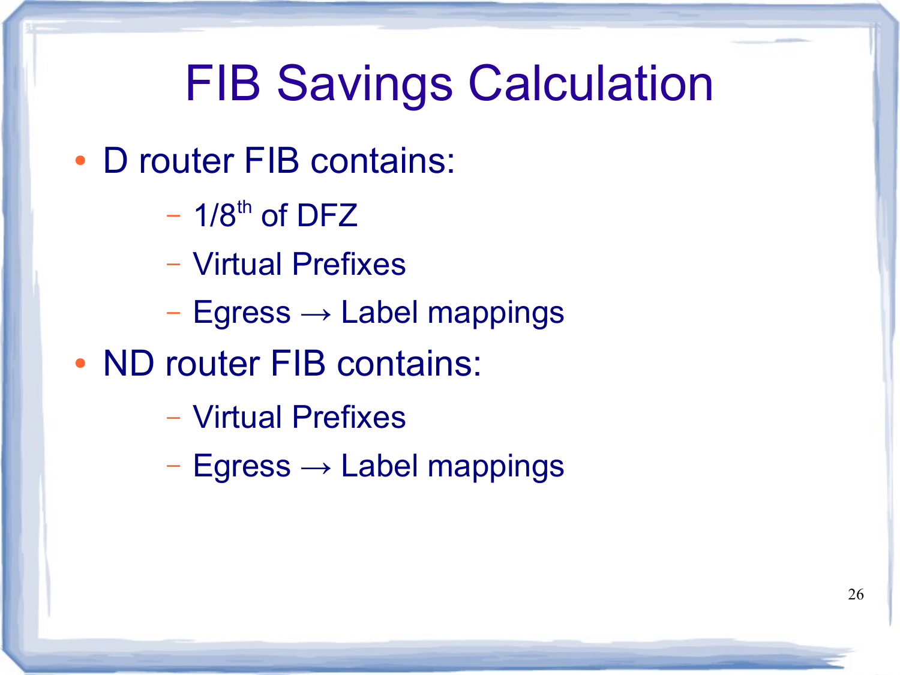# FIB Savings Calculation

- D router FIB contains:
  - 1/8th of DFZ
  - Virtual Prefixes
  - Egress → Label mappings
- ND router FIB contains:
  - Virtual Prefixes
  - Egress → Label mappings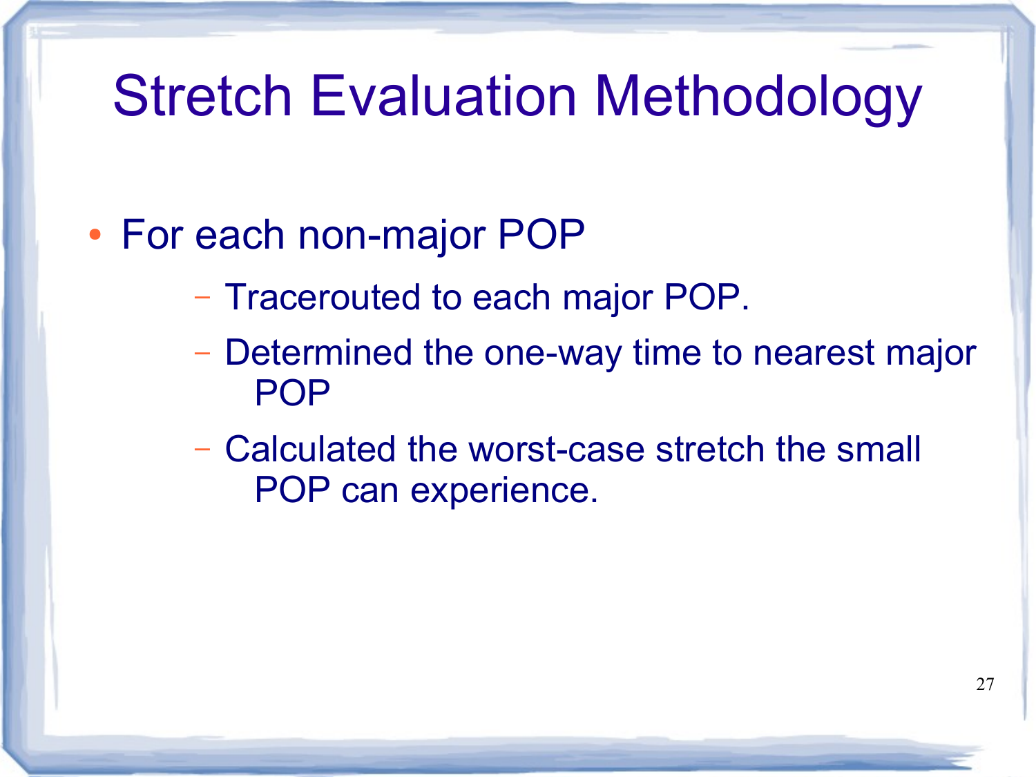# Stretch Evaluation Methodology

- For each non-major POP
  - Tracerouted to each major POP.
  - Determined the one-way time to nearest major POP
  - Calculated the worst-case stretch the small POP can experience.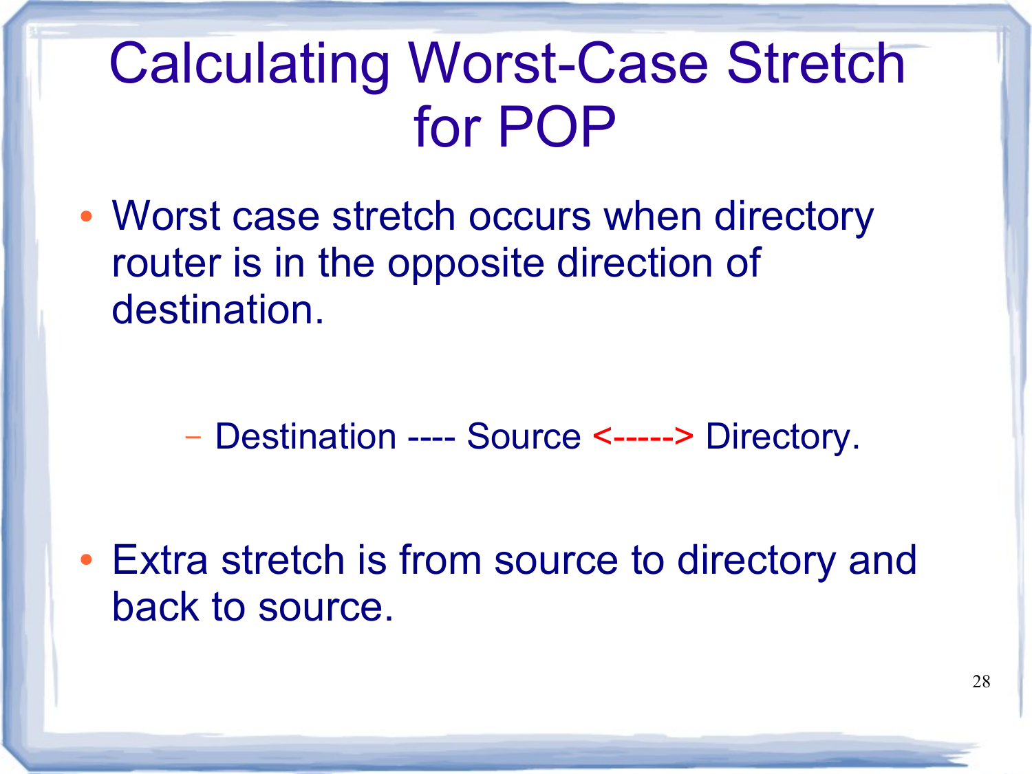# Calculating Worst-Case Stretch for POP

- Worst case stretch occurs when directory router is in the opposite direction of destination.
  - Destination ---- Source <-----> Directory.
- Extra stretch is from source to directory and back to source.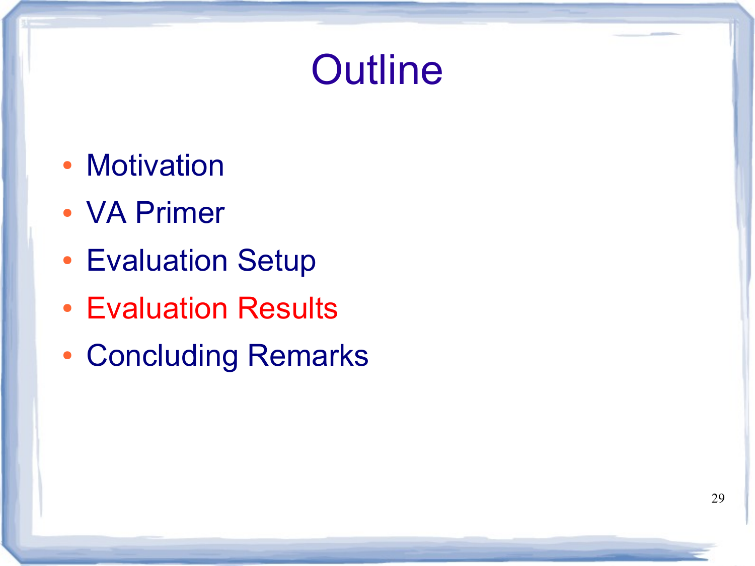# Outline

- Motivation
- VA Primer
- Evaluation Setup
- Evaluation Results
- Concluding Remarks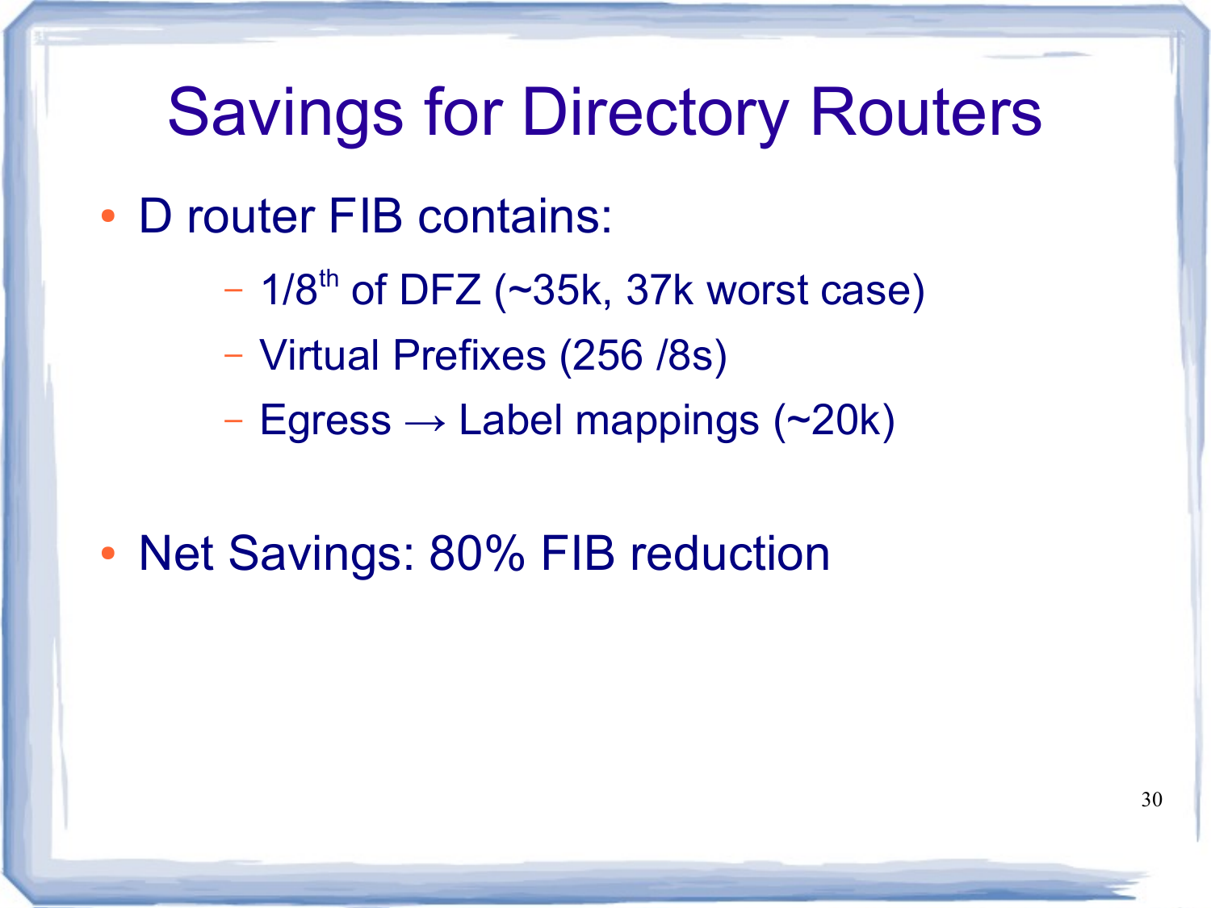# Savings for Directory Routers

- D router FIB contains:
  - 1/8$^{th}$ of DFZ (~35k, 37k worst case)
  - Virtual Prefixes (256 /8s)
  - Egress → Label mappings (~20k)

- Net Savings: 80% FIB reduction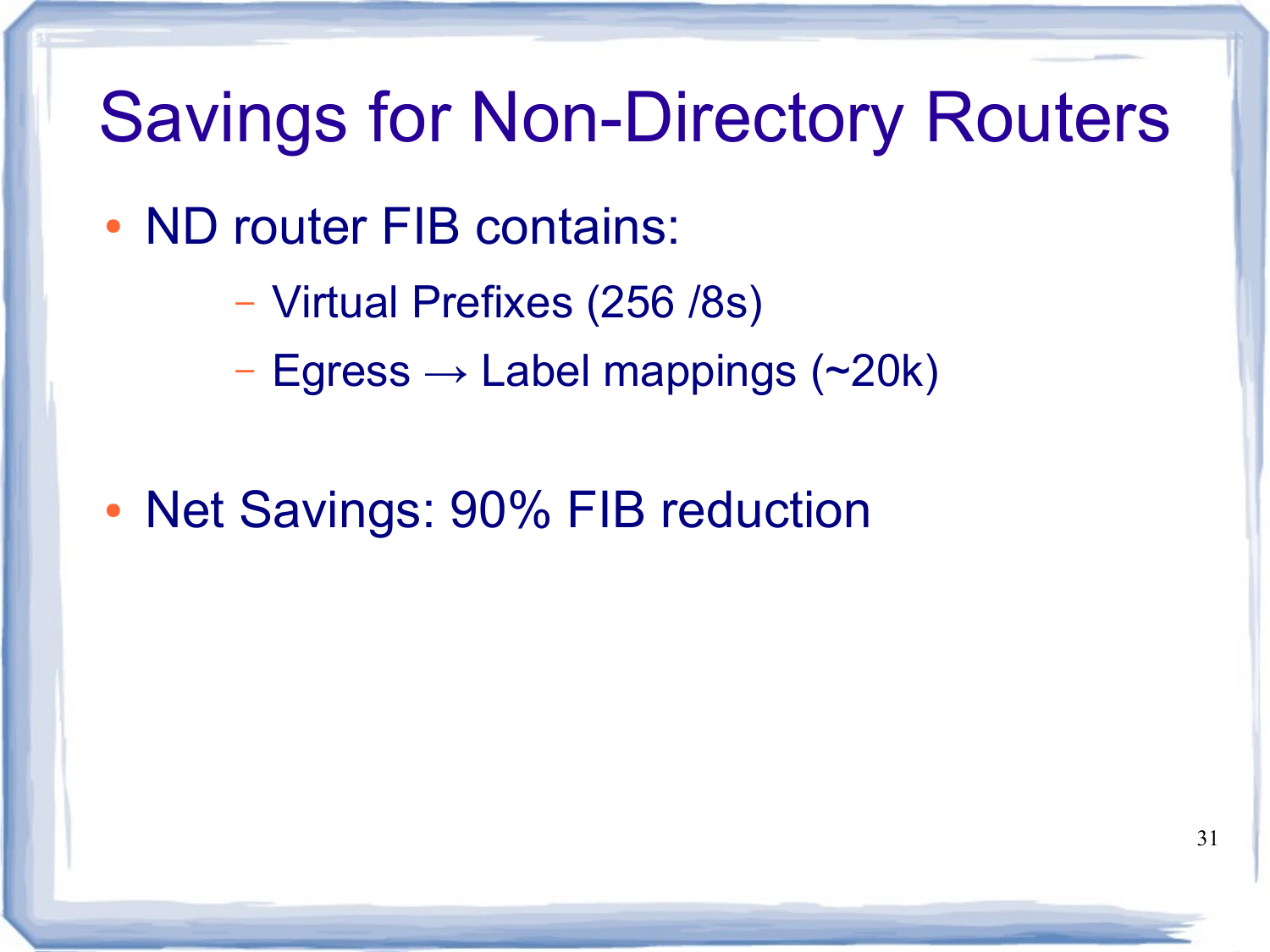# Savings for Non-Directory Routers

- ND router FIB contains:
  - Virtual Prefixes (256 /8s)
  - Egress → Label mappings (~20k)
- Net Savings: 90% FIB reduction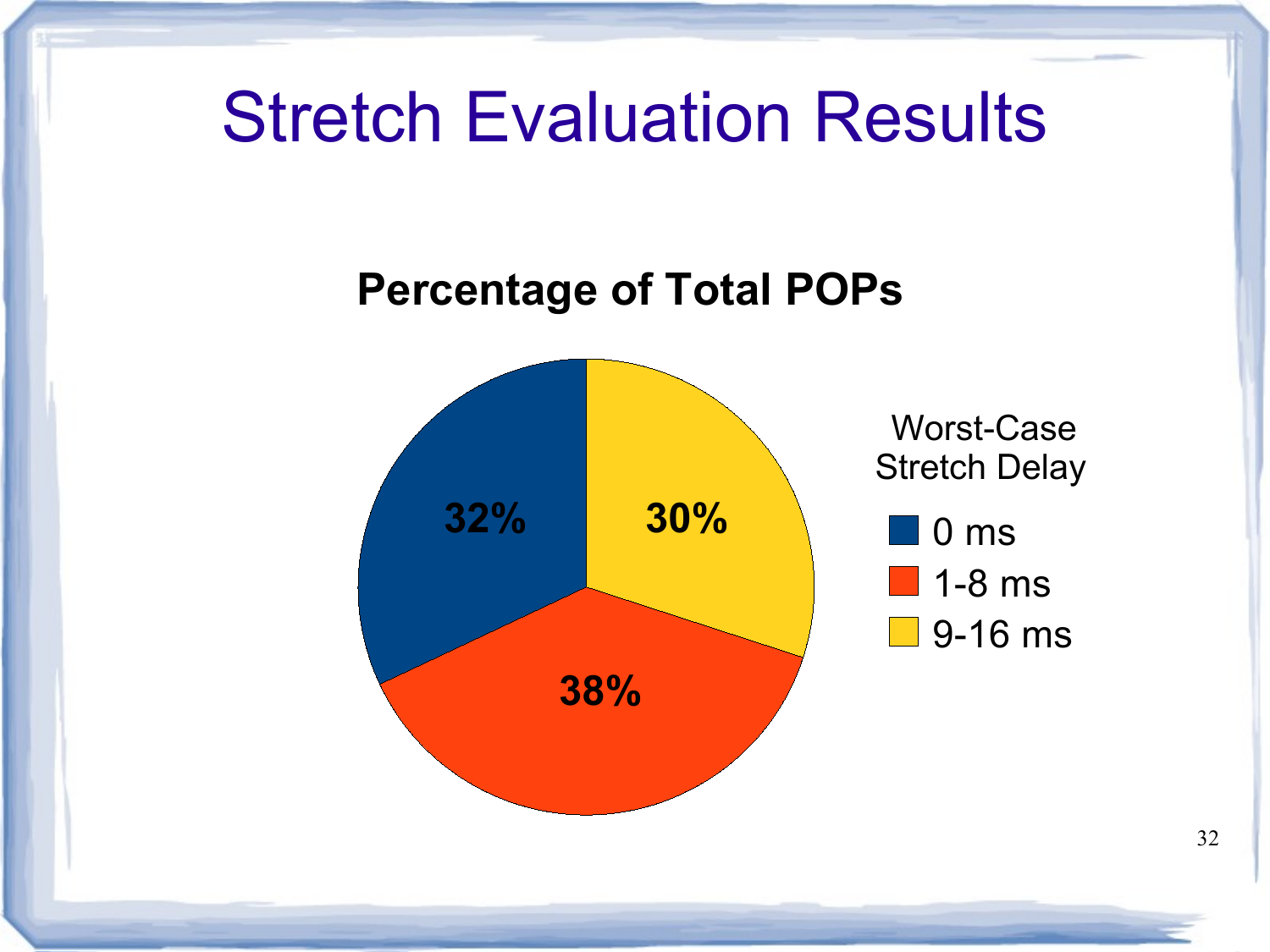# Stretch Evaluation Results

**Percentage of Total POPs**

| Worst-Case Stretch Delay | Percentage |
| --- | --- |
| 0 ms | 32% |
| 1-8 ms | 38% |
| 9-16 ms | 30% |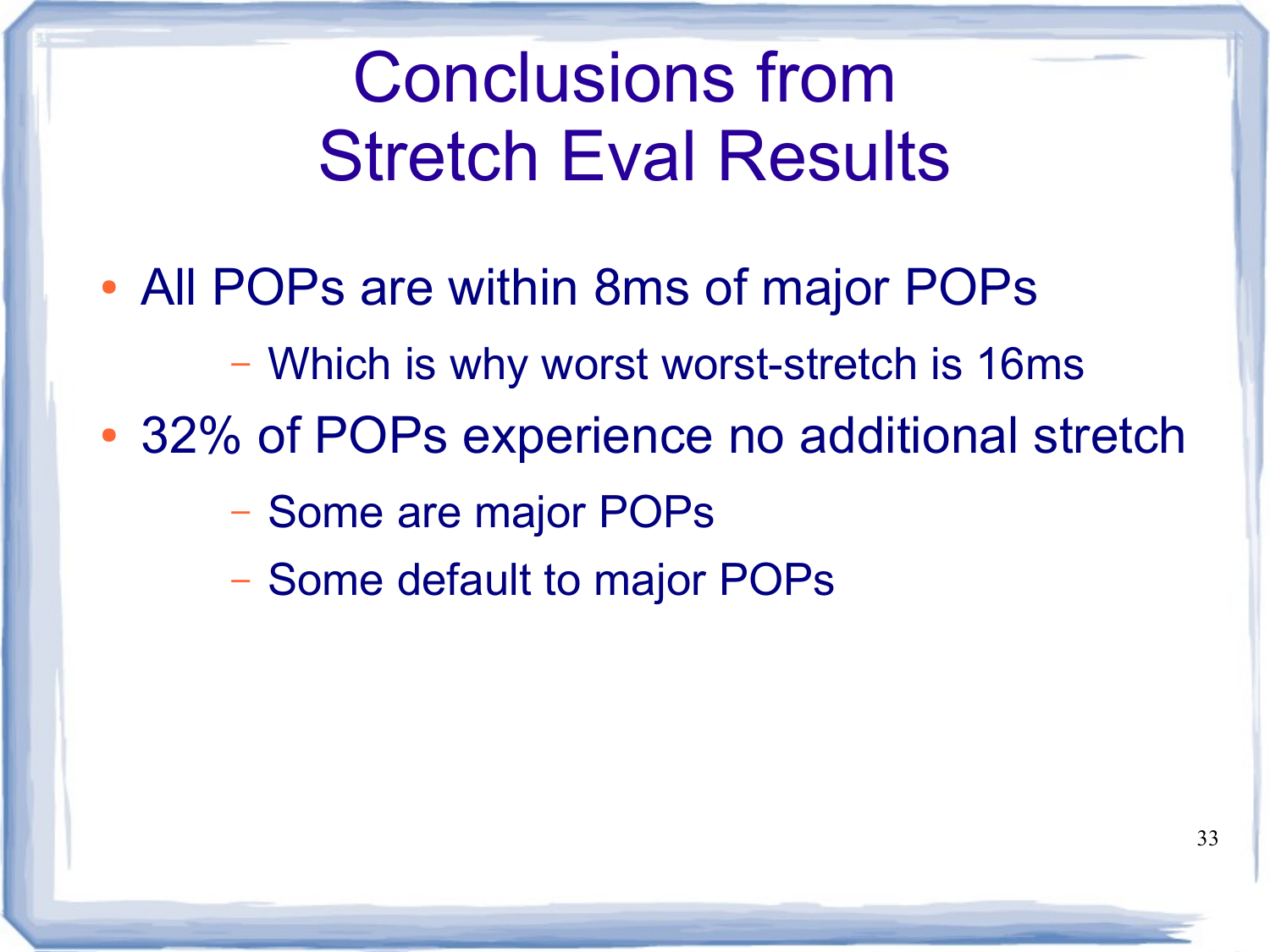# Conclusions from Stretch Eval Results

- All POPs are within 8ms of major POPs
  - Which is why worst worst-stretch is 16ms
- 32% of POPs experience no additional stretch
  - Some are major POPs
  - Some default to major POPs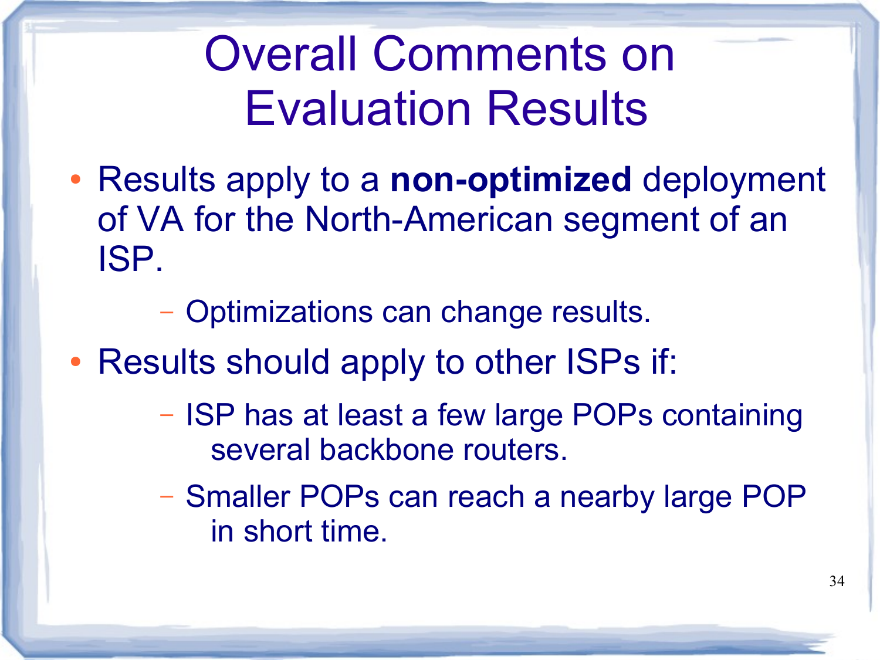# Overall Comments on Evaluation Results

- Results apply to a **non-optimized** deployment of VA for the North-American segment of an ISP.
  - Optimizations can change results.
- Results should apply to other ISPs if:
  - ISP has at least a few large POPs containing several backbone routers.
  - Smaller POPs can reach a nearby large POP in short time.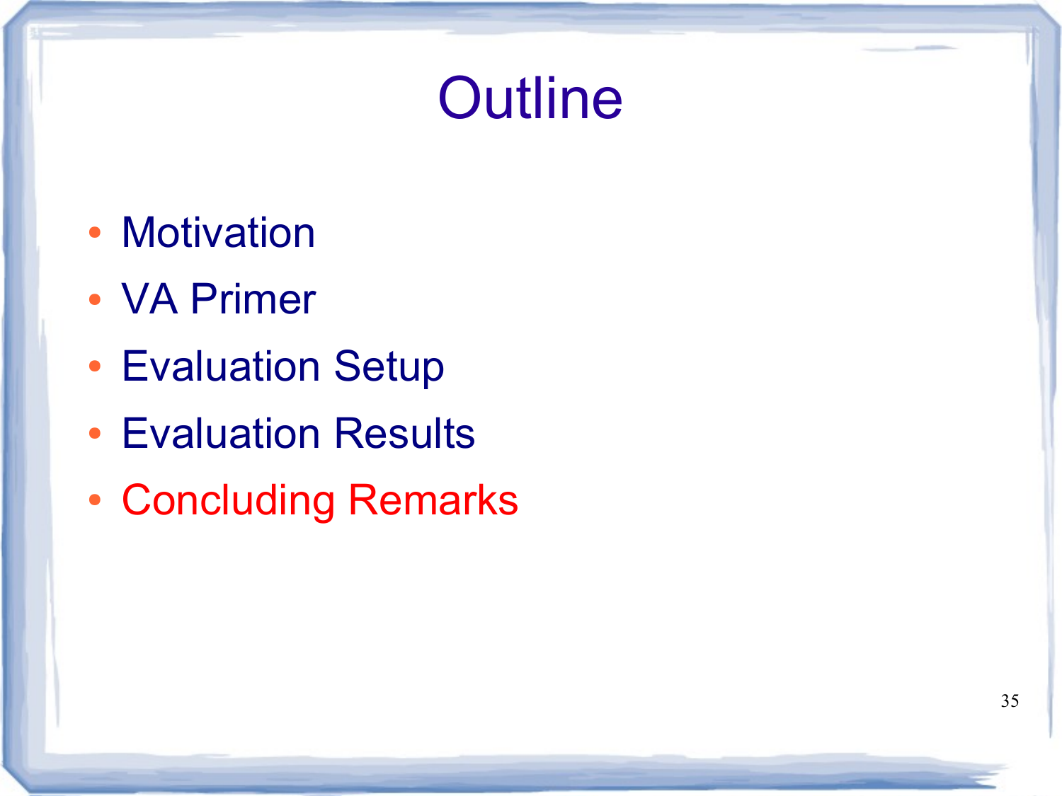# Outline

- Motivation
- VA Primer
- Evaluation Setup
- Evaluation Results
- Concluding Remarks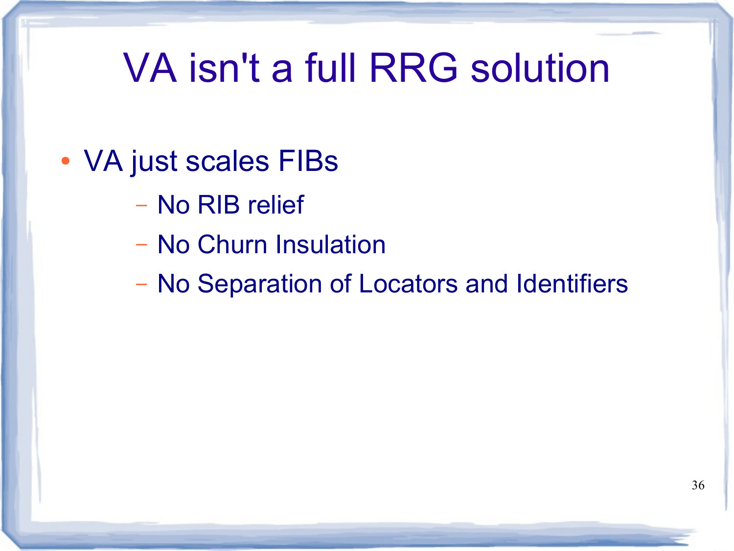# VA isn't a full RRG solution

- VA just scales FIBs
  - No RIB relief
  - No Churn Insulation
  - No Separation of Locators and Identifiers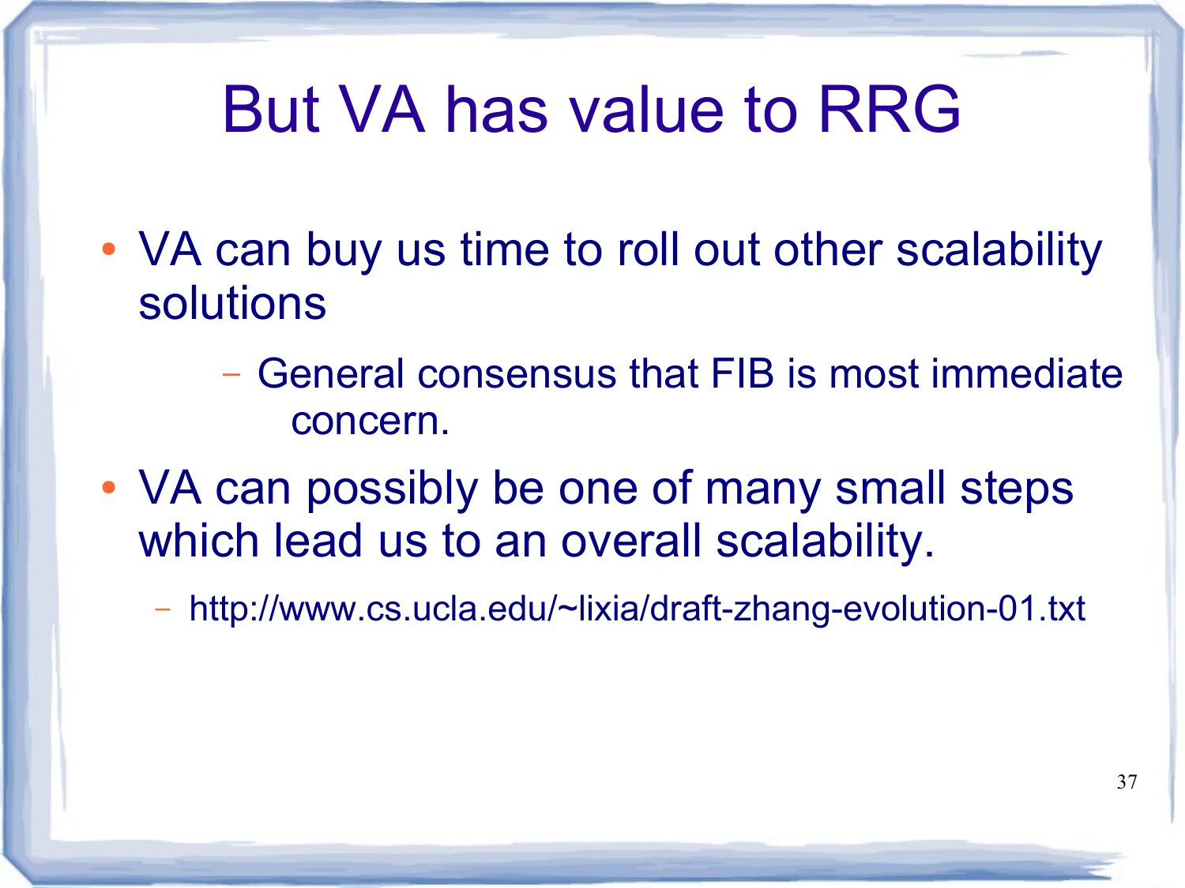# But VA has value to RRG

- VA can buy us time to roll out other scalability solutions
  - General consensus that FIB is most immediate concern.
- VA can possibly be one of many small steps which lead us to an overall scalability.
  - http://www.cs.ucla.edu/~lixia/draft-zhang-evolution-01.txt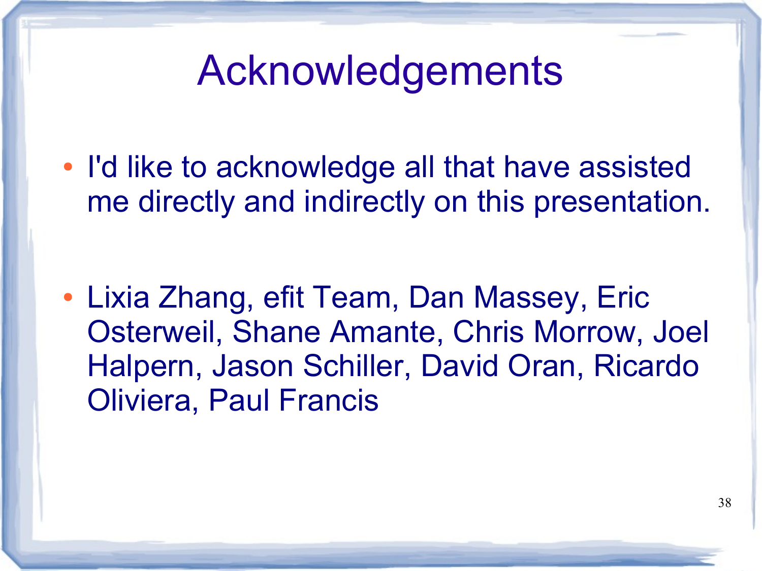# Acknowledgements

- I'd like to acknowledge all that have assisted me directly and indirectly on this presentation.

- Lixia Zhang, efit Team, Dan Massey, Eric Osterweil, Shane Amante, Chris Morrow, Joel Halpern, Jason Schiller, David Oran, Ricardo Oliviera, Paul Francis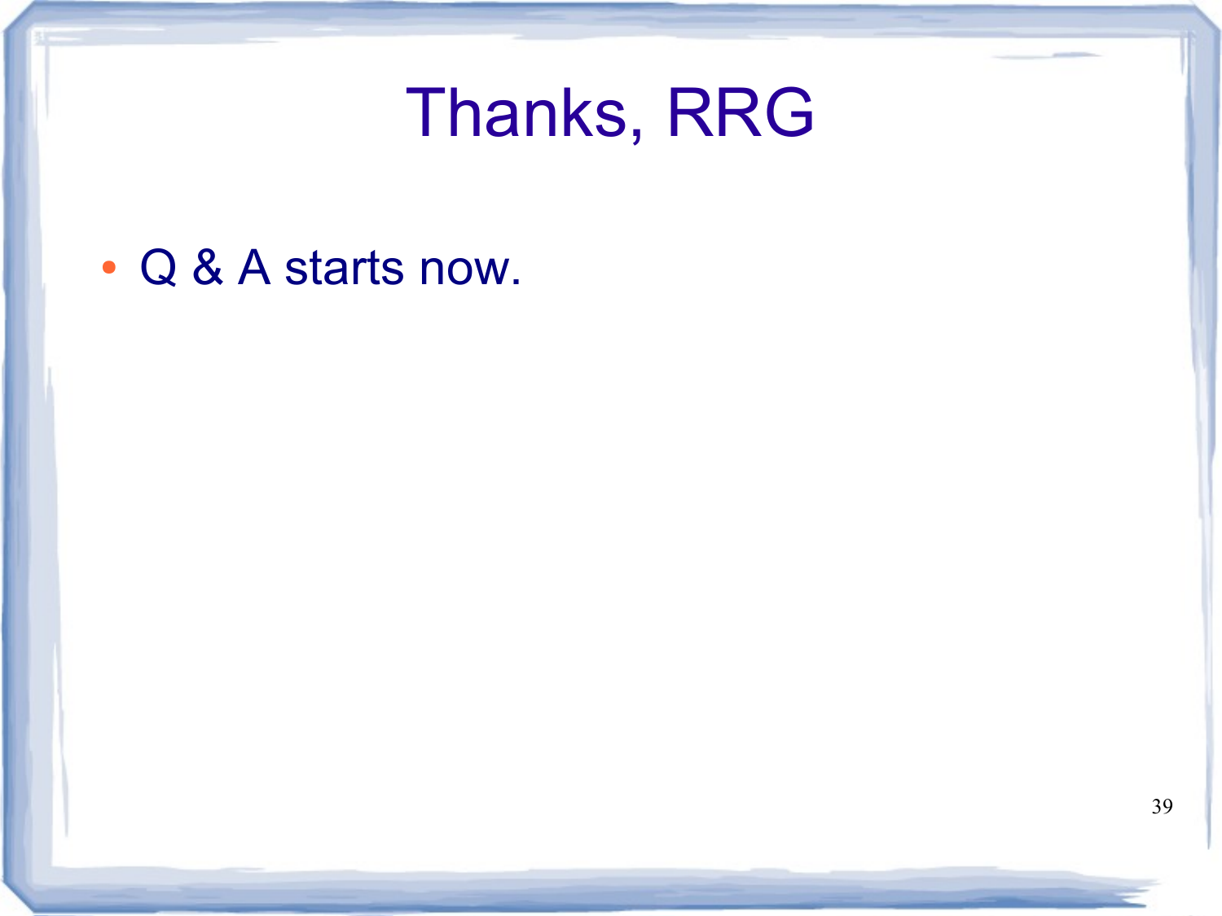# Thanks, RRG

- Q & A starts now.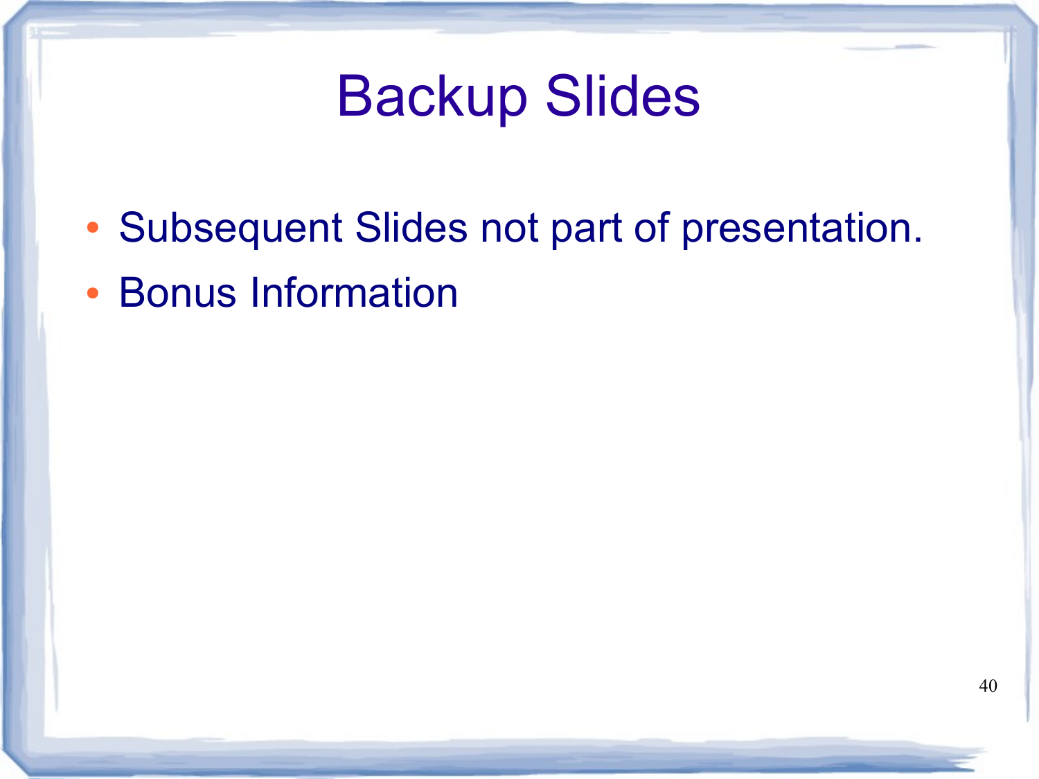# Backup Slides

- Subsequent Slides not part of presentation.
- Bonus Information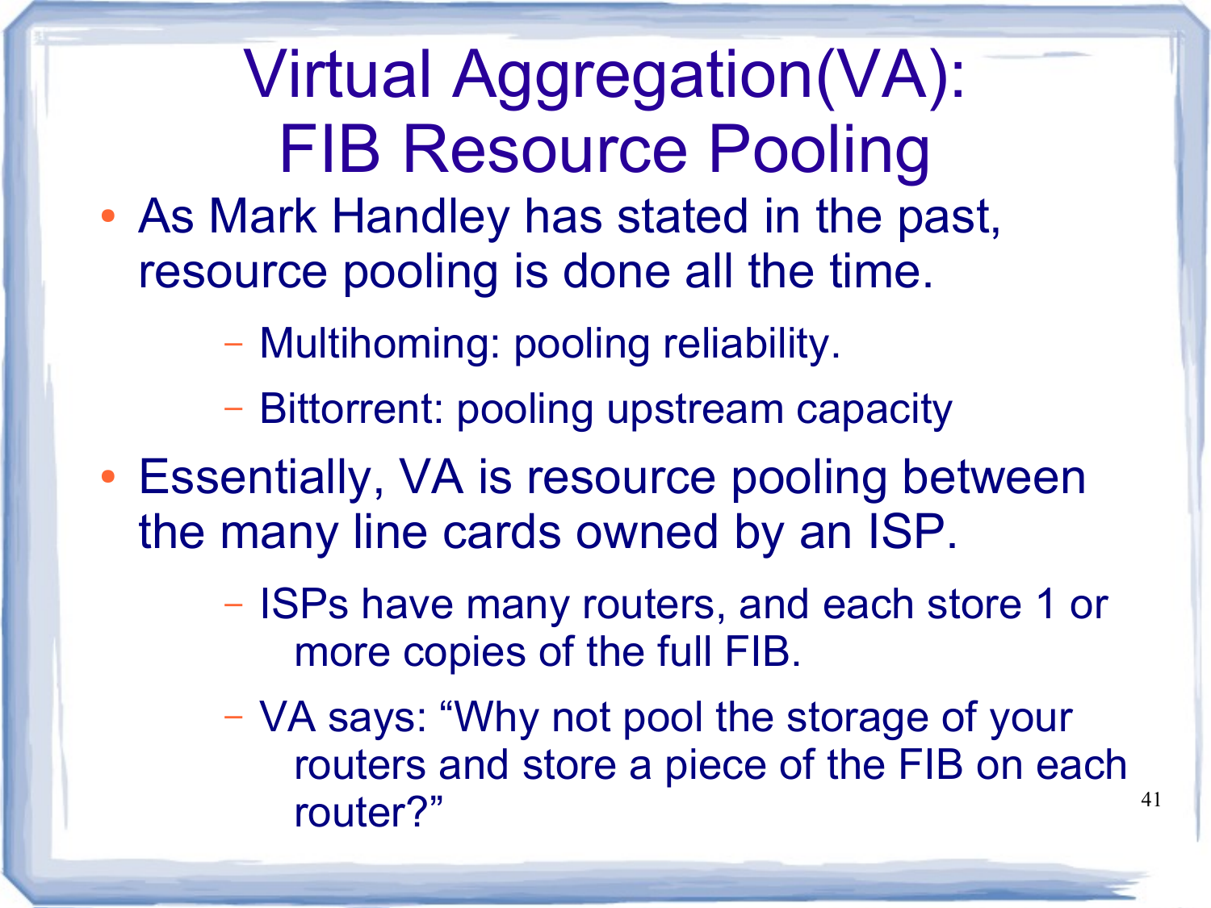# Virtual Aggregation(VA): FIB Resource Pooling

- As Mark Handley has stated in the past, resource pooling is done all the time.
  - Multihoming: pooling reliability.
  - Bittorrent: pooling upstream capacity
- Essentially, VA is resource pooling between the many line cards owned by an ISP.
  - ISPs have many routers, and each store 1 or more copies of the full FIB.
  - VA says: "Why not pool the storage of your routers and store a piece of the FIB on each router?"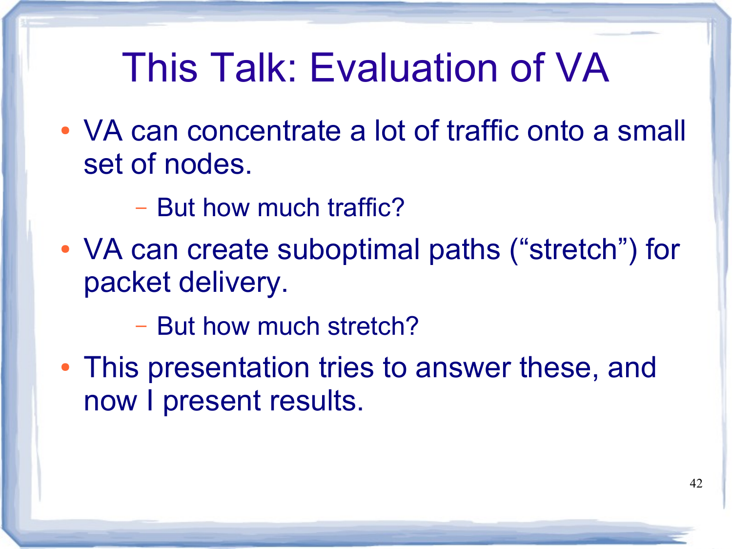# This Talk: Evaluation of VA

- VA can concentrate a lot of traffic onto a small set of nodes.
  - But how much traffic?
- VA can create suboptimal paths ("stretch") for packet delivery.
  - But how much stretch?
- This presentation tries to answer these, and now I present results.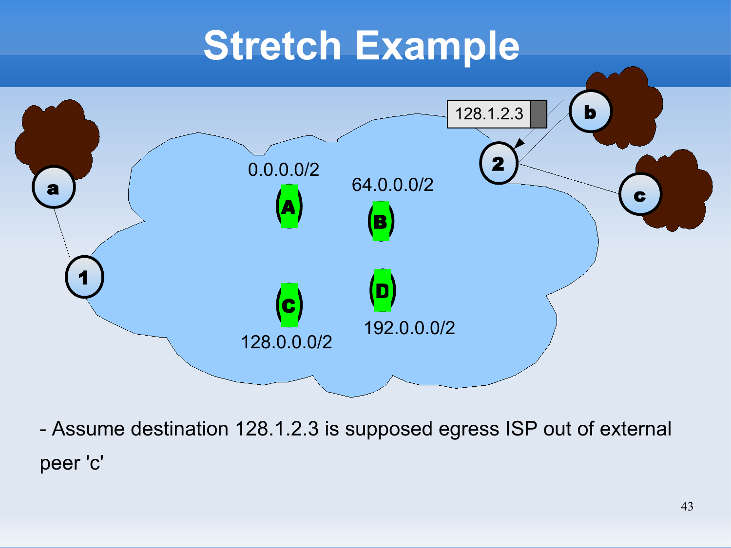# Stretch Example

- Assume destination 128.1.2.3 is supposed egress ISP out of external peer 'c'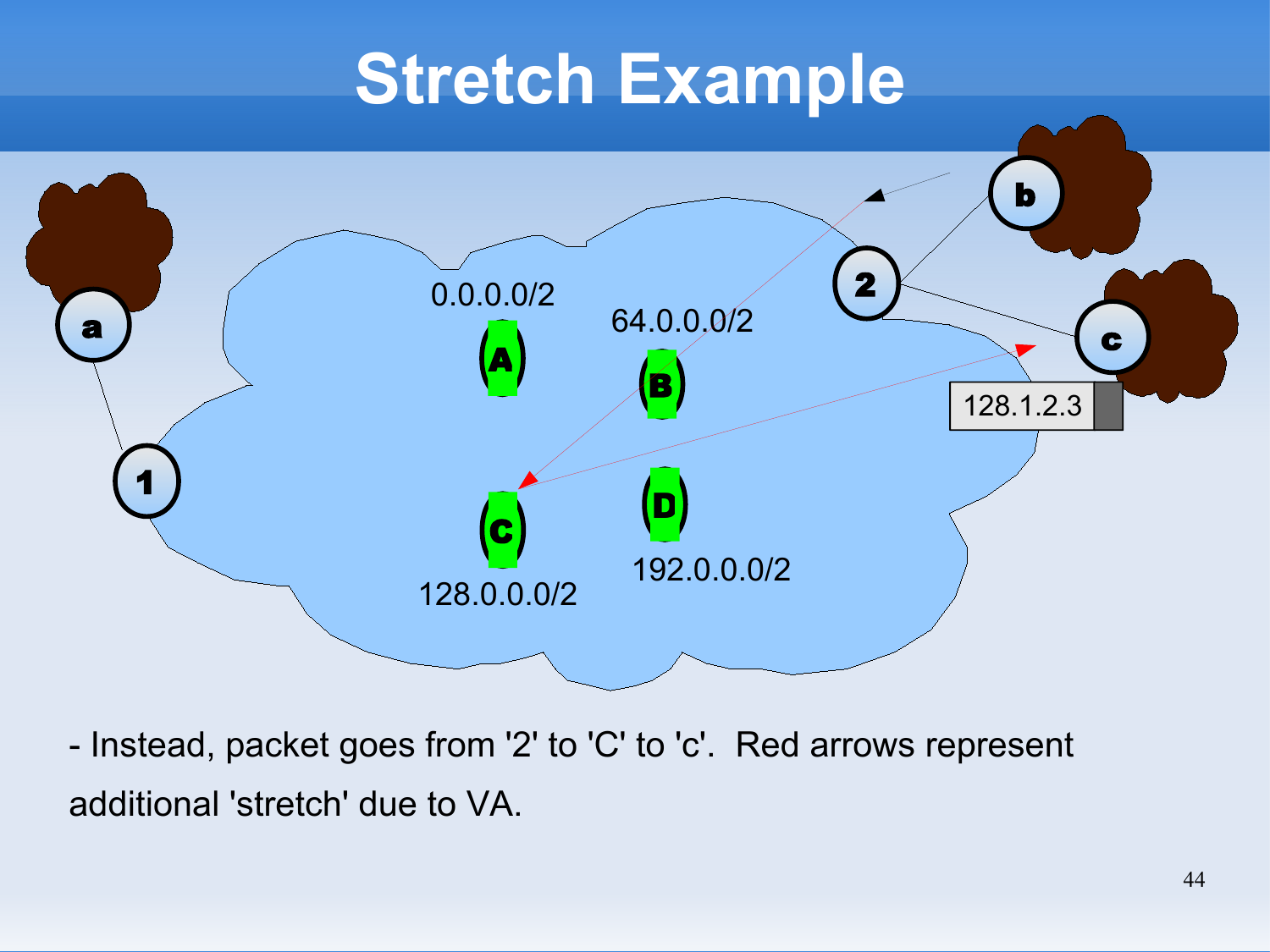# Stretch Example

0.0.0.0/2

64.0.0.0/2

128.0.0.0/2

192.0.0.0/2

128.1.2.3

- Instead, packet goes from '2' to 'C' to 'c'. Red arrows represent additional 'stretch' due to VA.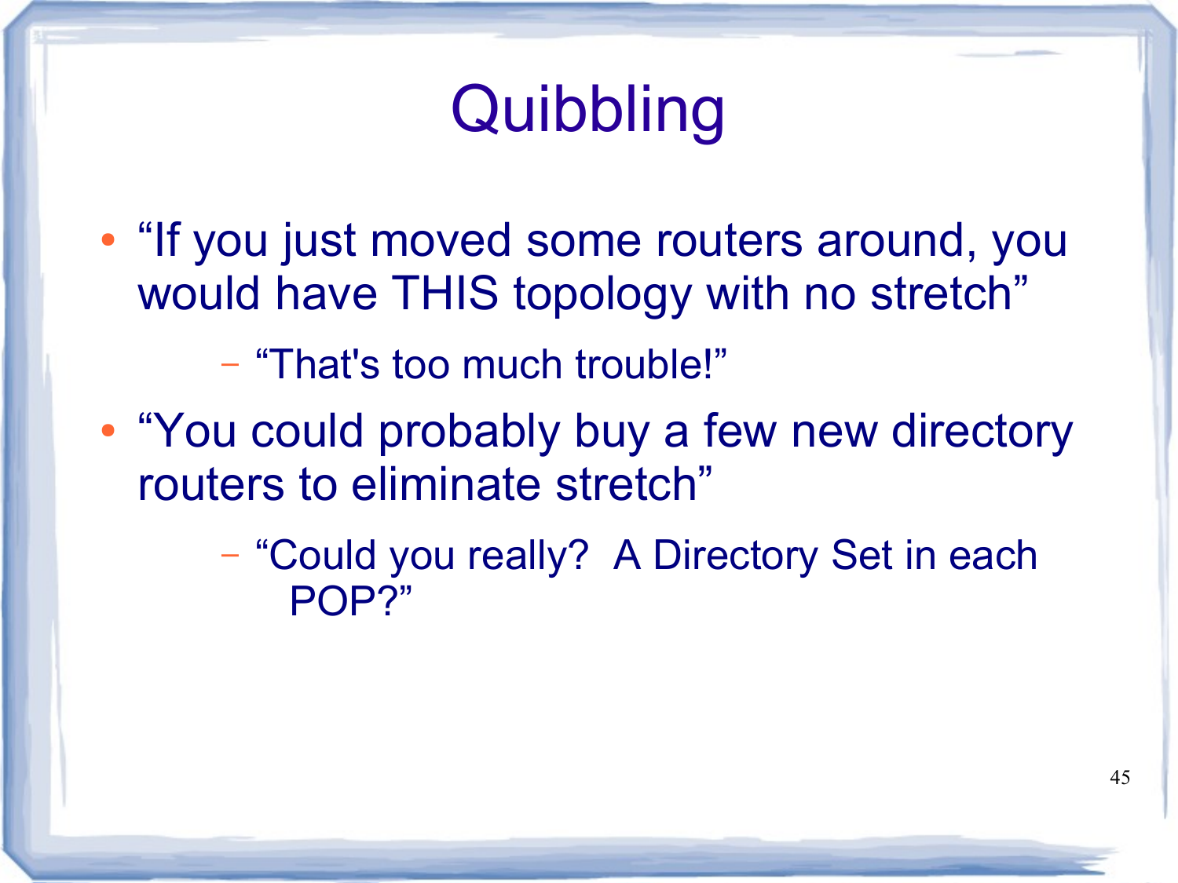# Quibbling

- “If you just moved some routers around, you would have THIS topology with no stretch”
  - “That's too much trouble!”
- “You could probably buy a few new directory routers to eliminate stretch”
  - “Could you really? A Directory Set in each POP?”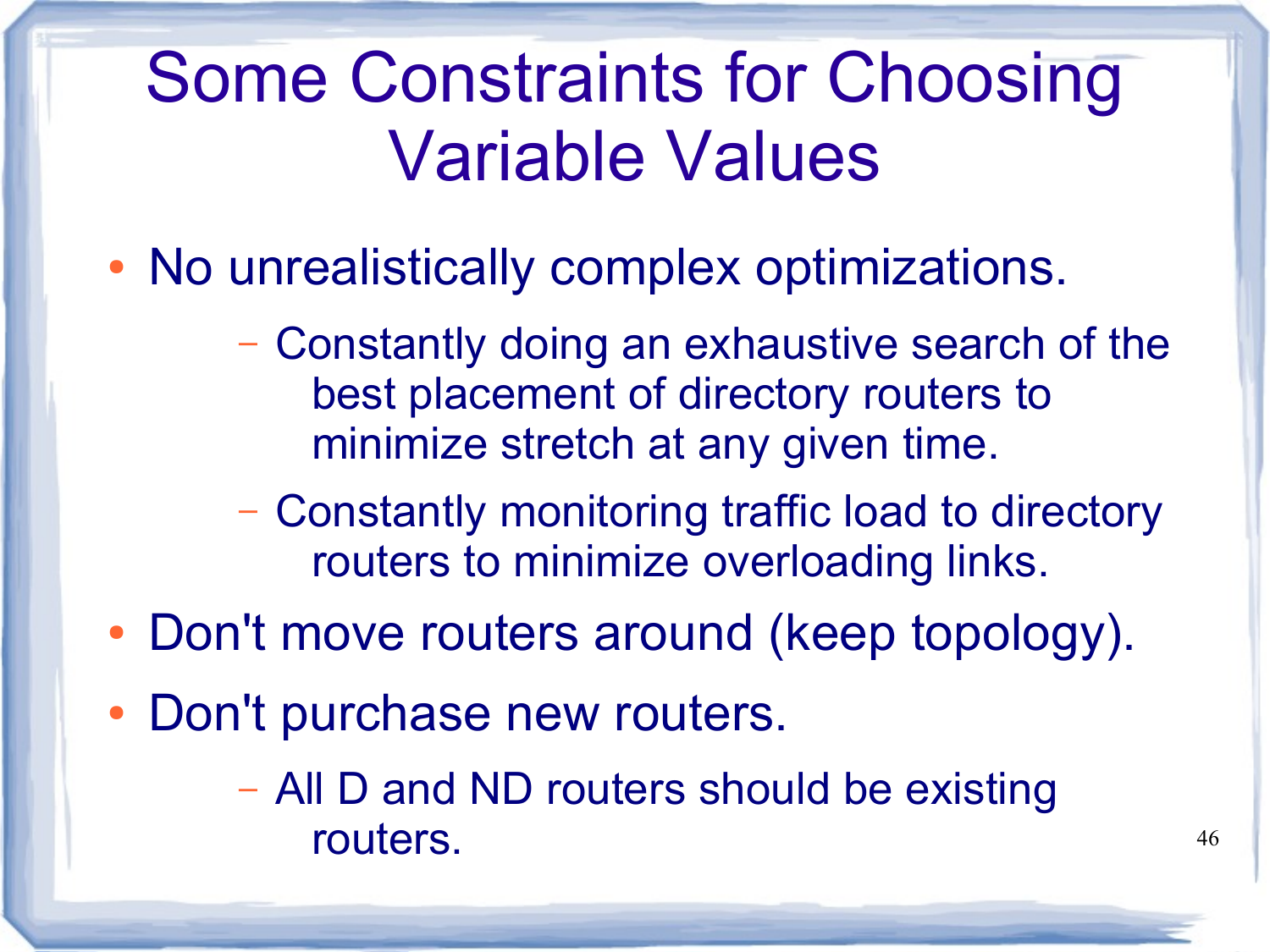# Some Constraints for Choosing Variable Values

- No unrealistically complex optimizations.
  - Constantly doing an exhaustive search of the best placement of directory routers to minimize stretch at any given time.
  - Constantly monitoring traffic load to directory routers to minimize overloading links.
- Don't move routers around (keep topology).
- Don't purchase new routers.
  - All D and ND routers should be existing routers.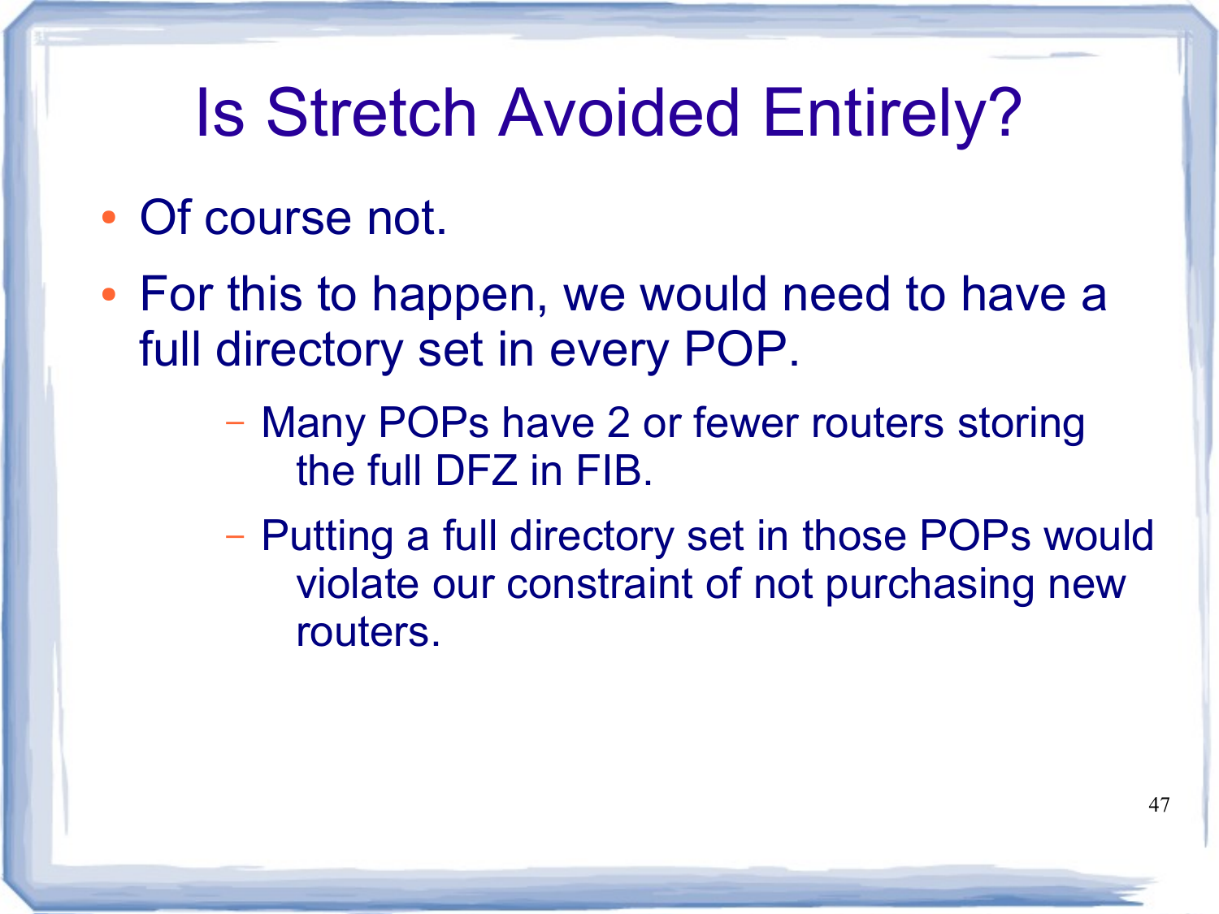# Is Stretch Avoided Entirely?

- Of course not.
- For this to happen, we would need to have a full directory set in every POP.
  - Many POPs have 2 or fewer routers storing the full DFZ in FIB.
  - Putting a full directory set in those POPs would violate our constraint of not purchasing new routers.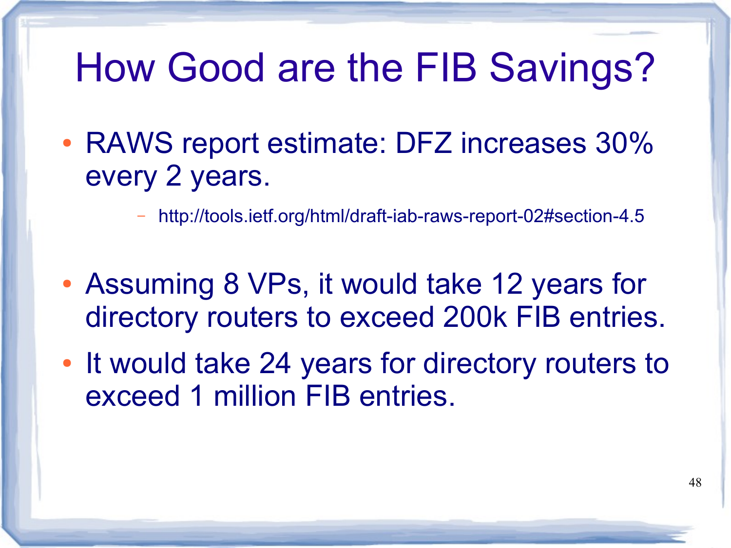# How Good are the FIB Savings?

- RAWS report estimate: DFZ increases 30% every 2 years.
  - http://tools.ietf.org/html/draft-iab-raws-report-02#section-4.5

- Assuming 8 VPs, it would take 12 years for directory routers to exceed 200k FIB entries.
- It would take 24 years for directory routers to exceed 1 million FIB entries.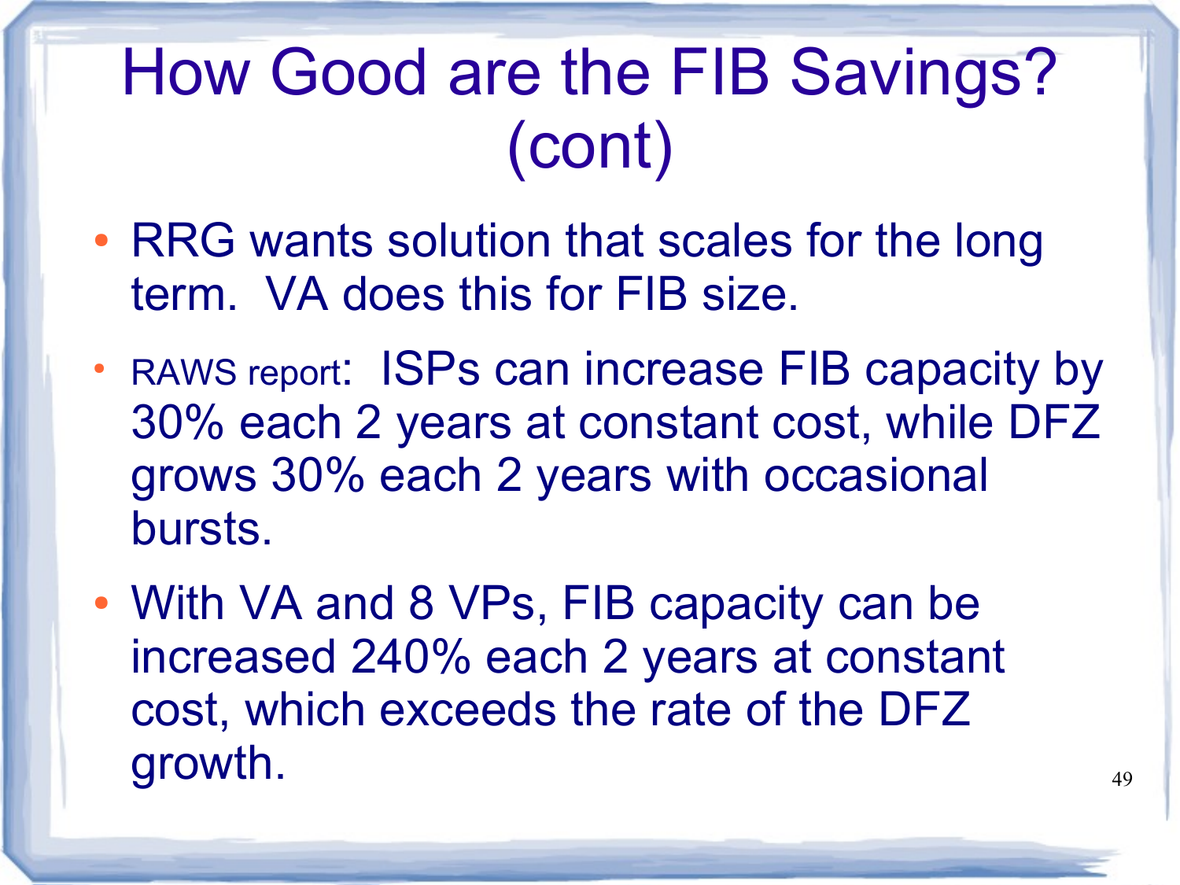# How Good are the FIB Savings? (cont)

- RRG wants solution that scales for the long term. VA does this for FIB size.
- RAWS report: ISPs can increase FIB capacity by 30% each 2 years at constant cost, while DFZ grows 30% each 2 years with occasional bursts.
- With VA and 8 VPs, FIB capacity can be increased 240% each 2 years at constant cost, which exceeds the rate of the DFZ growth.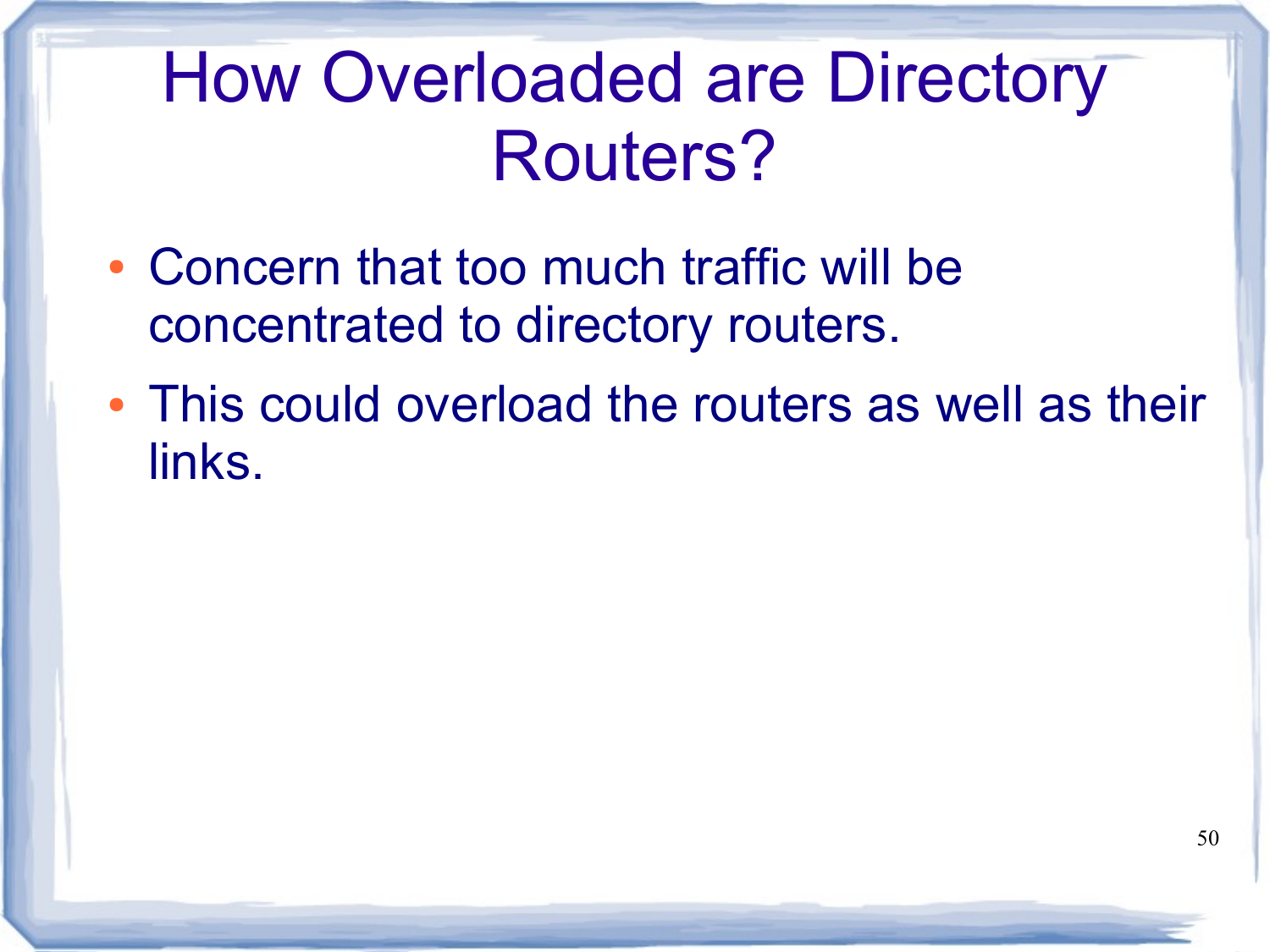# How Overloaded are Directory Routers?

- Concern that too much traffic will be concentrated to directory routers.
- This could overload the routers as well as their links.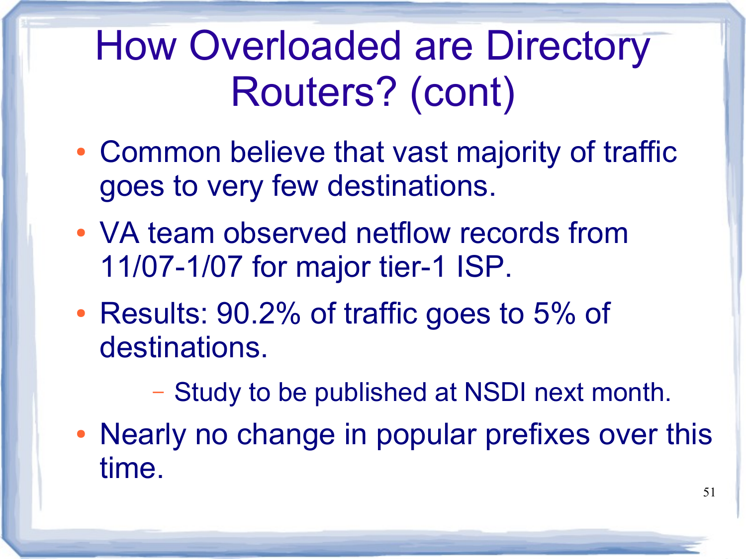# How Overloaded are Directory Routers? (cont)

- Common believe that vast majority of traffic goes to very few destinations.
- VA team observed netflow records from 11/07-1/07 for major tier-1 ISP.
- Results: 90.2% of traffic goes to 5% of destinations.
  - Study to be published at NSDI next month.
- Nearly no change in popular prefixes over this time.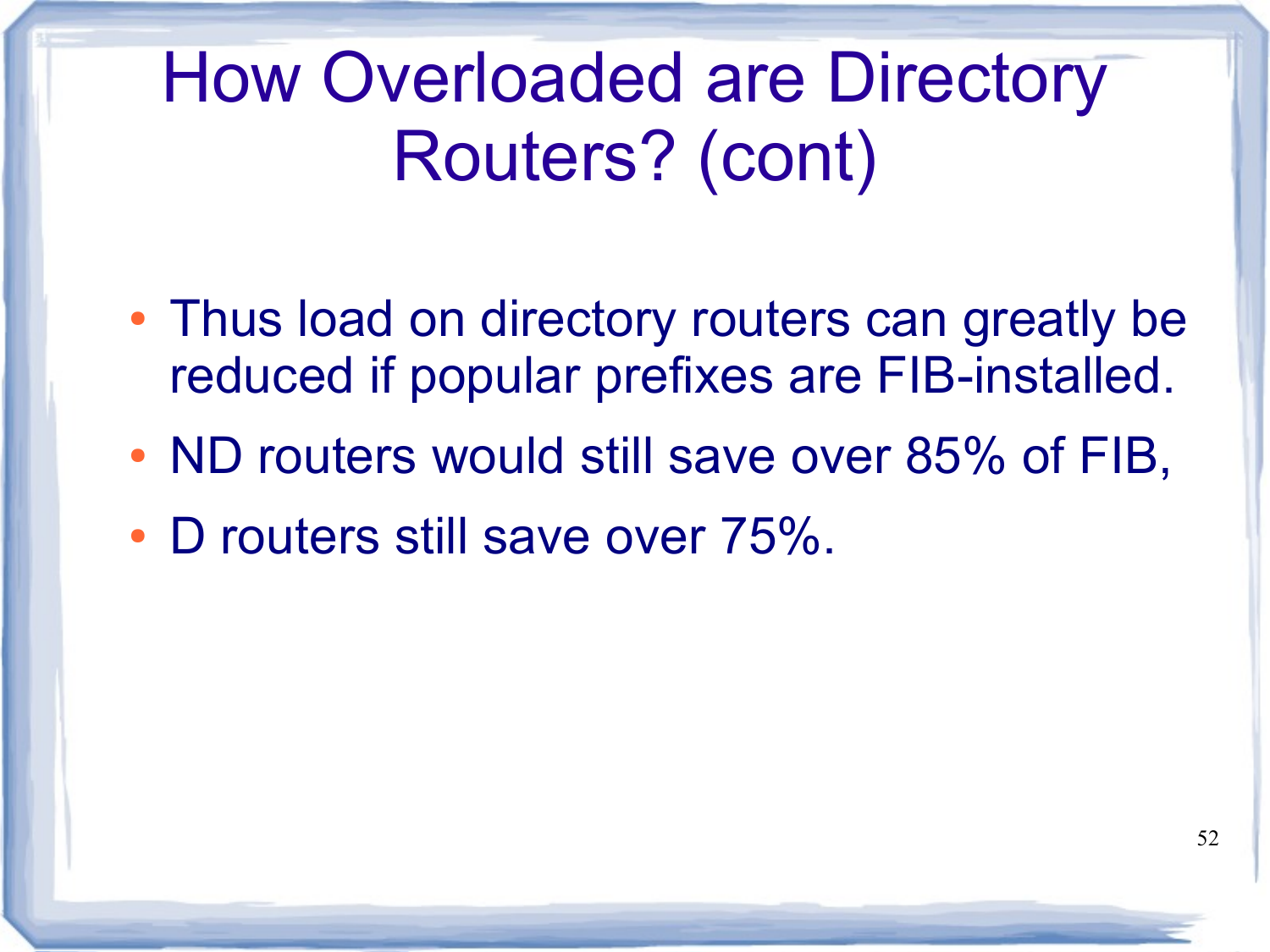# How Overloaded are Directory Routers? (cont)

- Thus load on directory routers can greatly be reduced if popular prefixes are FIB-installed.
- ND routers would still save over 85% of FIB,
- D routers still save over 75%.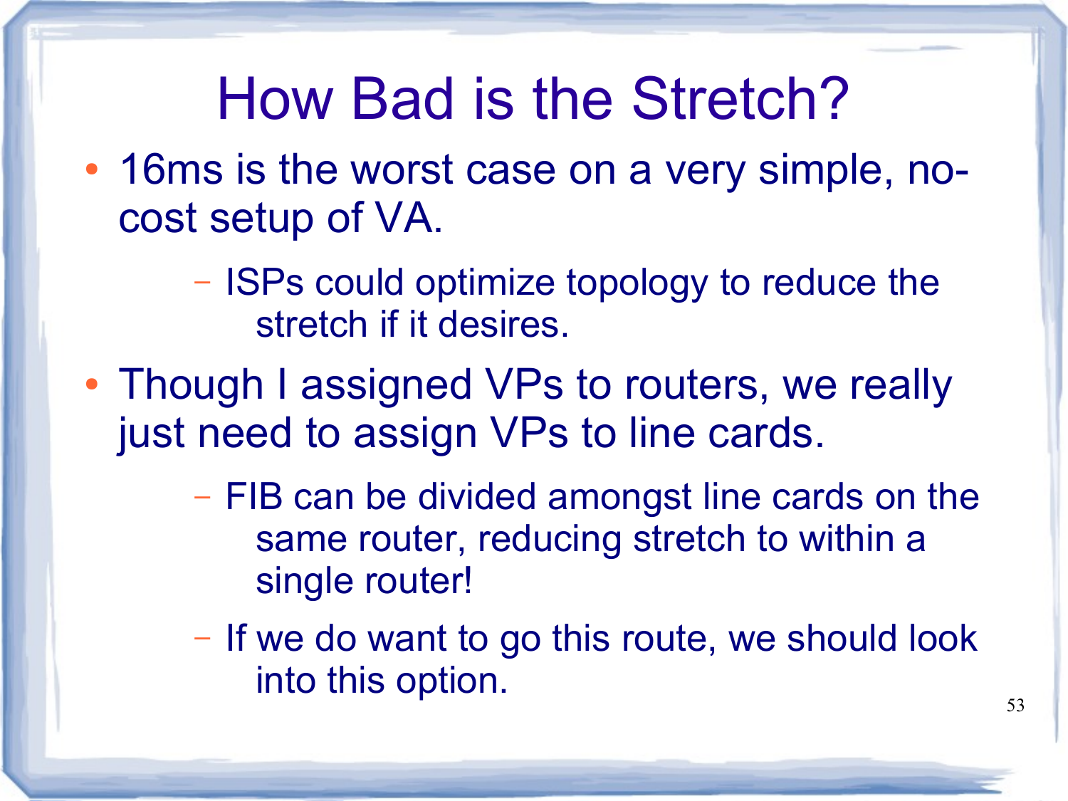# How Bad is the Stretch?

- 16ms is the worst case on a very simple, no-cost setup of VA.
  - ISPs could optimize topology to reduce the stretch if it desires.
- Though I assigned VPs to routers, we really just need to assign VPs to line cards.
  - FIB can be divided amongst line cards on the same router, reducing stretch to within a single router!
  - If we do want to go this route, we should look into this option.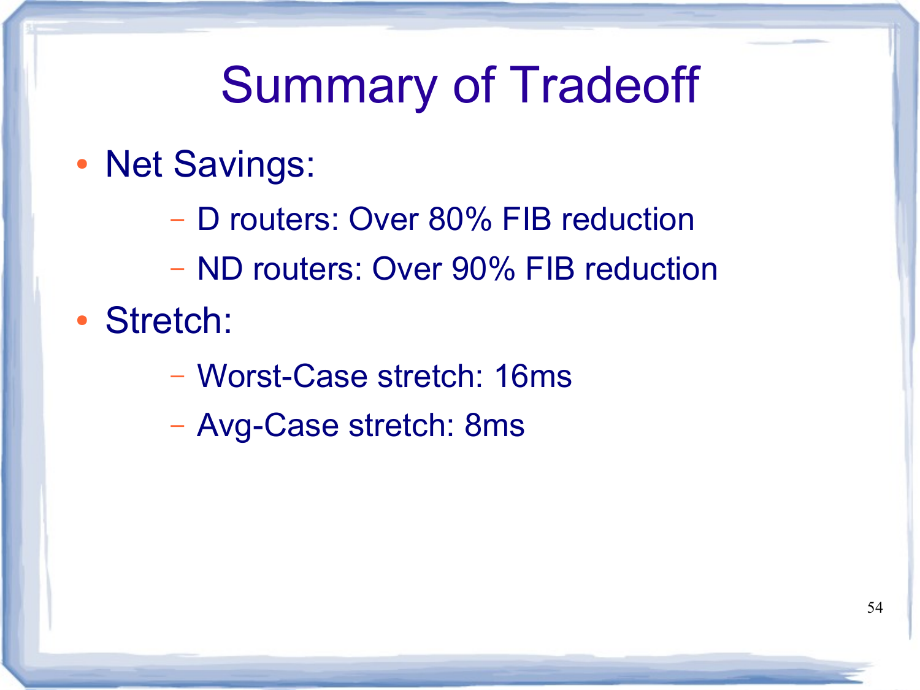# Summary of Tradeoff

- Net Savings:
  - D routers: Over 80% FIB reduction
  - ND routers: Over 90% FIB reduction
- Stretch:
  - Worst-Case stretch: 16ms
  - Avg-Case stretch: 8ms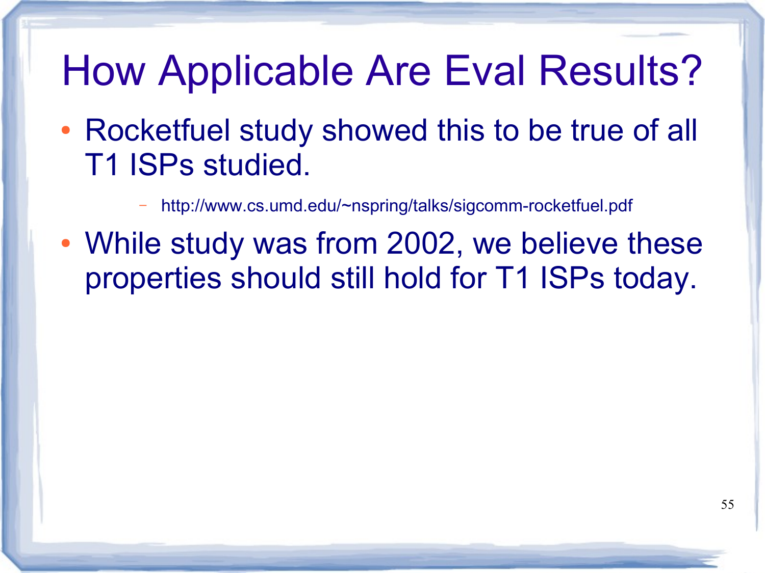# How Applicable Are Eval Results?

- Rocketfuel study showed this to be true of all T1 ISPs studied.
  - http://www.cs.umd.edu/~nspring/talks/sigcomm-rocketfuel.pdf
- While study was from 2002, we believe these properties should still hold for T1 ISPs today.